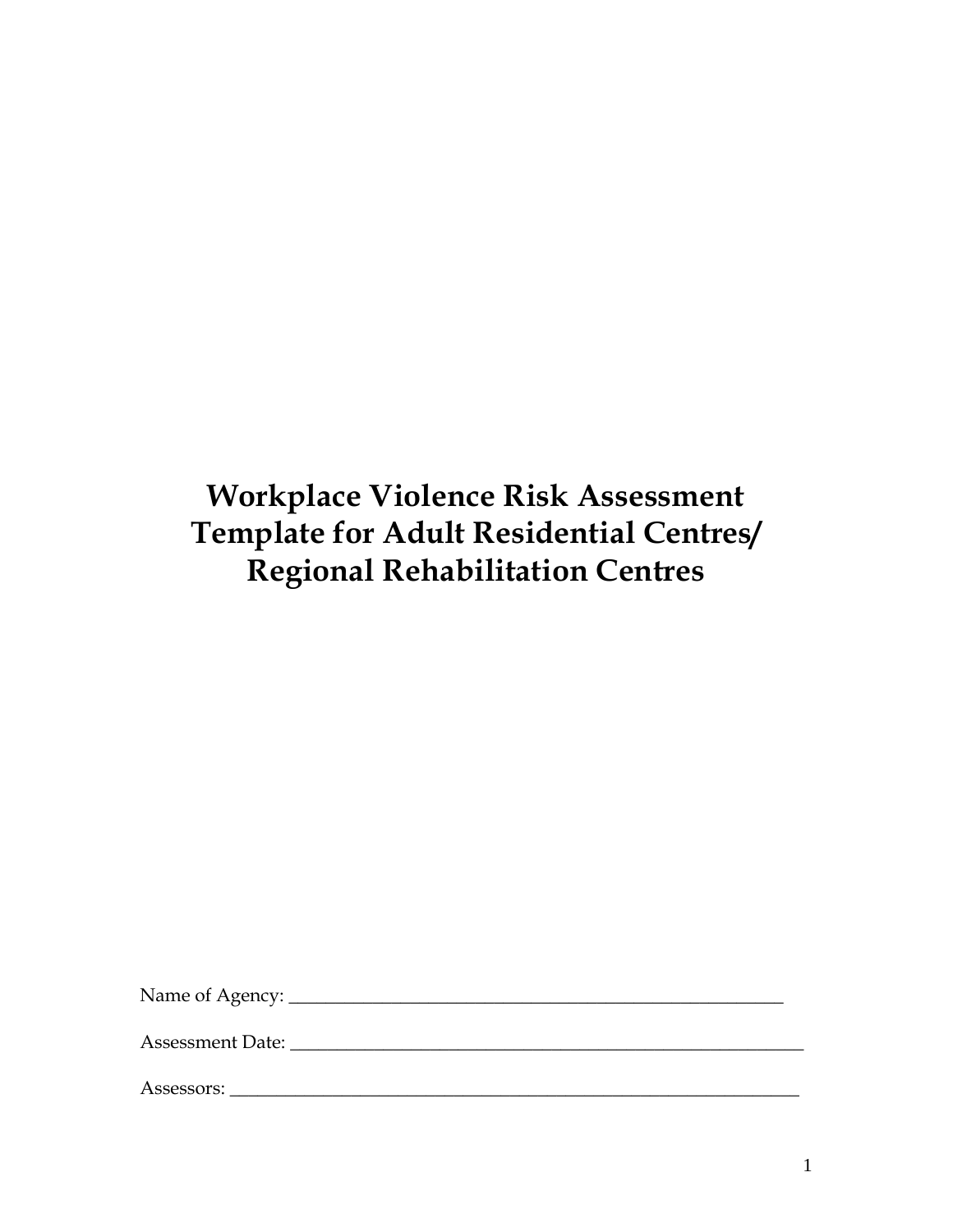# Workplace Violence Risk Assessment Template for Adult Residential Centres/ Regional Rehabilitation Centres

Name of Agency: ___________________________________________________________

Assessment Date: _____________________________________________________________

Assessors: _________________________________________________________________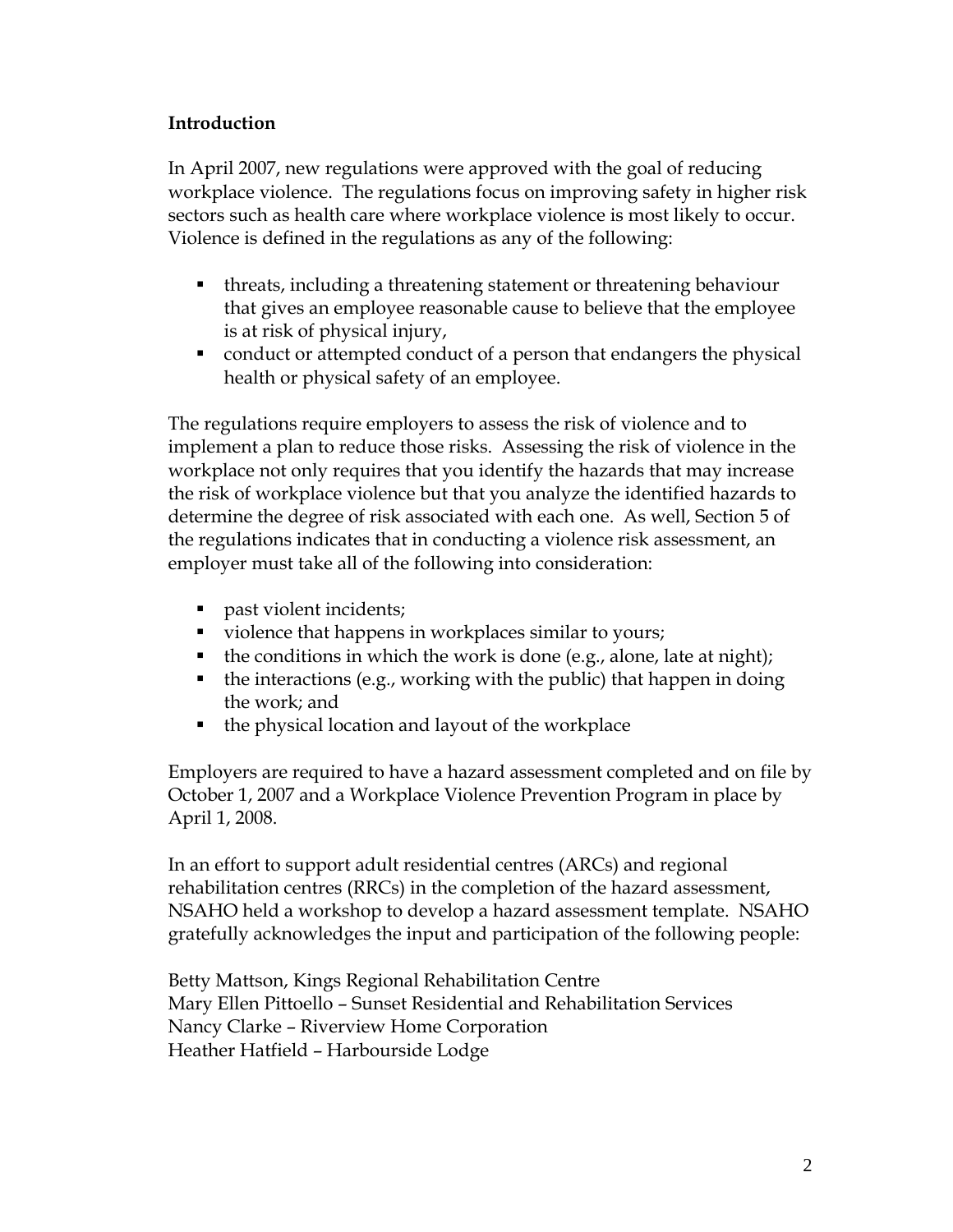**Introduction**

In April 2007, new regulations were approved with the goal of reducing workplace violence. The regulations focus on improving safety in higher risk sectors such as health care where workplace violence is most likely to occur. Violence is defined in the regulations as any of the following:

- threats, including a threatening statement or threatening behaviour that gives an employee reasonable cause to believe that the employee is at risk of physical injury,
- conduct or attempted conduct of a person that endangers the physical health or physical safety of an employee.

The regulations require employers to assess the risk of violence and to implement a plan to reduce those risks. Assessing the risk of violence in the workplace not only requires that you identify the hazards that may increase the risk of workplace violence but that you analyze the identified hazards to determine the degree of risk associated with each one. As well, Section 5 of the regulations indicates that in conducting a violence risk assessment, an employer must take all of the following into consideration:

- past violent incidents;
- violence that happens in workplaces similar to yours;
- the conditions in which the work is done (e.g., alone, late at night);
- the interactions (e.g., working with the public) that happen in doing the work; and
- the physical location and layout of the workplace

Employers are required to have a hazard assessment completed and on file by October 1, 2007 and a Workplace Violence Prevention Program in place by April 1, 2008.

In an effort to support adult residential centres (ARCs) and regional rehabilitation centres (RRCs) in the completion of the hazard assessment, NSAHO held a workshop to develop a hazard assessment template. NSAHO gratefully acknowledges the input and participation of the following people:

Betty Mattson, Kings Regional Rehabilitation Centre
Mary Ellen Pittoello – Sunset Residential and Rehabilitation Services
Nancy Clarke – Riverview Home Corporation
Heather Hatfield – Harbourside Lodge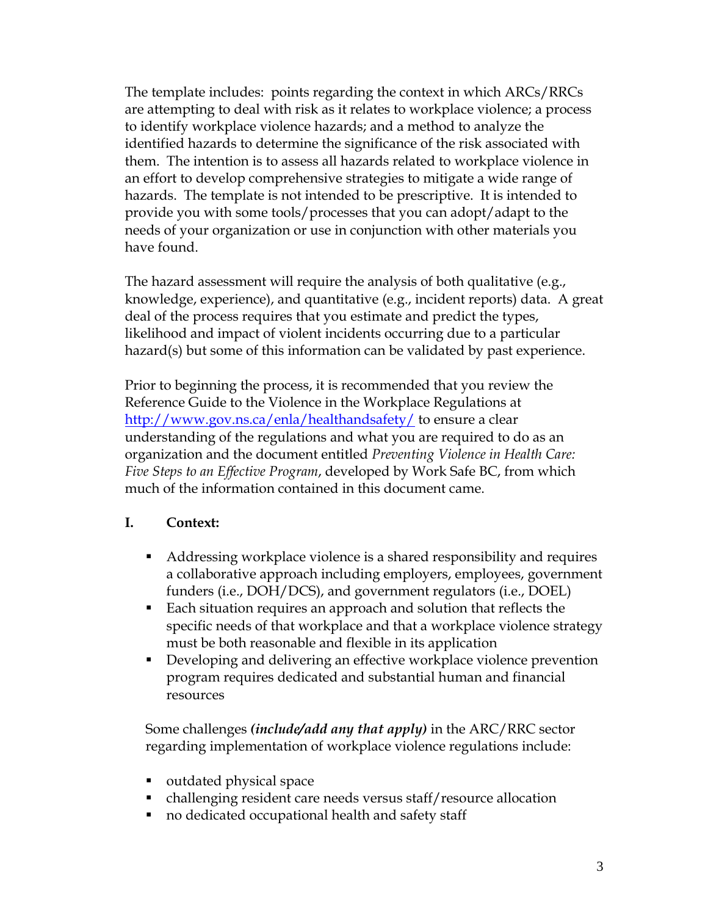The template includes: points regarding the context in which ARCs/RRCs are attempting to deal with risk as it relates to workplace violence; a process to identify workplace violence hazards; and a method to analyze the identified hazards to determine the significance of the risk associated with them. The intention is to assess all hazards related to workplace violence in an effort to develop comprehensive strategies to mitigate a wide range of hazards. The template is not intended to be prescriptive. It is intended to provide you with some tools/processes that you can adopt/adapt to the needs of your organization or use in conjunction with other materials you have found.

The hazard assessment will require the analysis of both qualitative (e.g., knowledge, experience), and quantitative (e.g., incident reports) data. A great deal of the process requires that you estimate and predict the types, likelihood and impact of violent incidents occurring due to a particular hazard(s) but some of this information can be validated by past experience.

Prior to beginning the process, it is recommended that you review the Reference Guide to the Violence in the Workplace Regulations at [http://www.gov.ns.ca/enla/healthandsafety/](http://www.gov.ns.ca/enla/healthandsafety/) to ensure a clear understanding of the regulations and what you are required to do as an organization and the document entitled *Preventing Violence in Health Care: Five Steps to an Effective Program*, developed by Work Safe BC, from which much of the information contained in this document came.

## I. Context:

- Addressing workplace violence is a shared responsibility and requires a collaborative approach including employers, employees, government funders (i.e., DOH/DCS), and government regulators (i.e., DOEL)
- Each situation requires an approach and solution that reflects the specific needs of that workplace and that a workplace violence strategy must be both reasonable and flexible in its application
- Developing and delivering an effective workplace violence prevention program requires dedicated and substantial human and financial resources

Some challenges ***(include/add any that apply)*** in the ARC/RRC sector regarding implementation of workplace violence regulations include:

- outdated physical space
- challenging resident care needs versus staff/resource allocation
- no dedicated occupational health and safety staff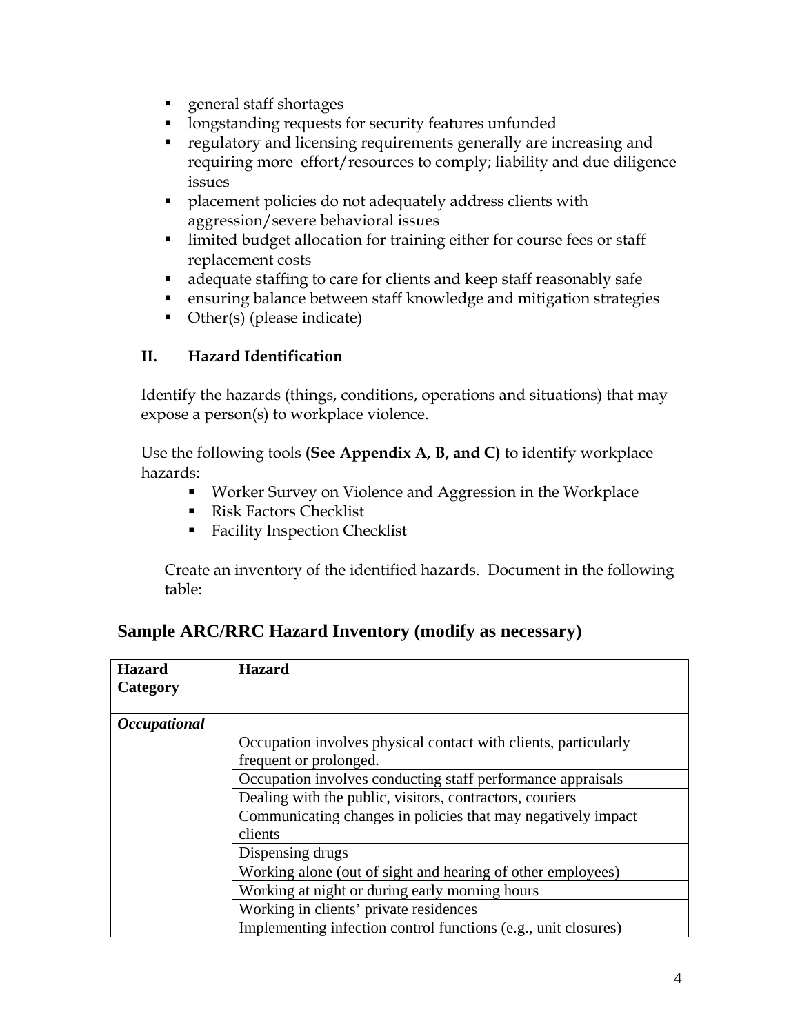- general staff shortages
- longstanding requests for security features unfunded
- regulatory and licensing requirements generally are increasing and requiring more effort/resources to comply; liability and due diligence issues
- placement policies do not adequately address clients with aggression/severe behavioral issues
- limited budget allocation for training either for course fees or staff replacement costs
- adequate staffing to care for clients and keep staff reasonably safe
- ensuring balance between staff knowledge and mitigation strategies
- Other(s) (please indicate)

## II. Hazard Identification

Identify the hazards (things, conditions, operations and situations) that may expose a person(s) to workplace violence.

Use the following tools **(See Appendix A, B, and C)** to identify workplace hazards:

- Worker Survey on Violence and Aggression in the Workplace
- Risk Factors Checklist
- Facility Inspection Checklist

Create an inventory of the identified hazards. Document in the following table:

### Sample ARC/RRC Hazard Inventory (modify as necessary)

| Hazard Category | Hazard |
|---|---|
| ***Occupational*** | |
| | Occupation involves physical contact with clients, particularly frequent or prolonged. |
| | Occupation involves conducting staff performance appraisals |
| | Dealing with the public, visitors, contractors, couriers |
| | Communicating changes in policies that may negatively impact clients |
| | Dispensing drugs |
| | Working alone (out of sight and hearing of other employees) |
| | Working at night or during early morning hours |
| | Working in clients' private residences |
| | Implementing infection control functions (e.g., unit closures) |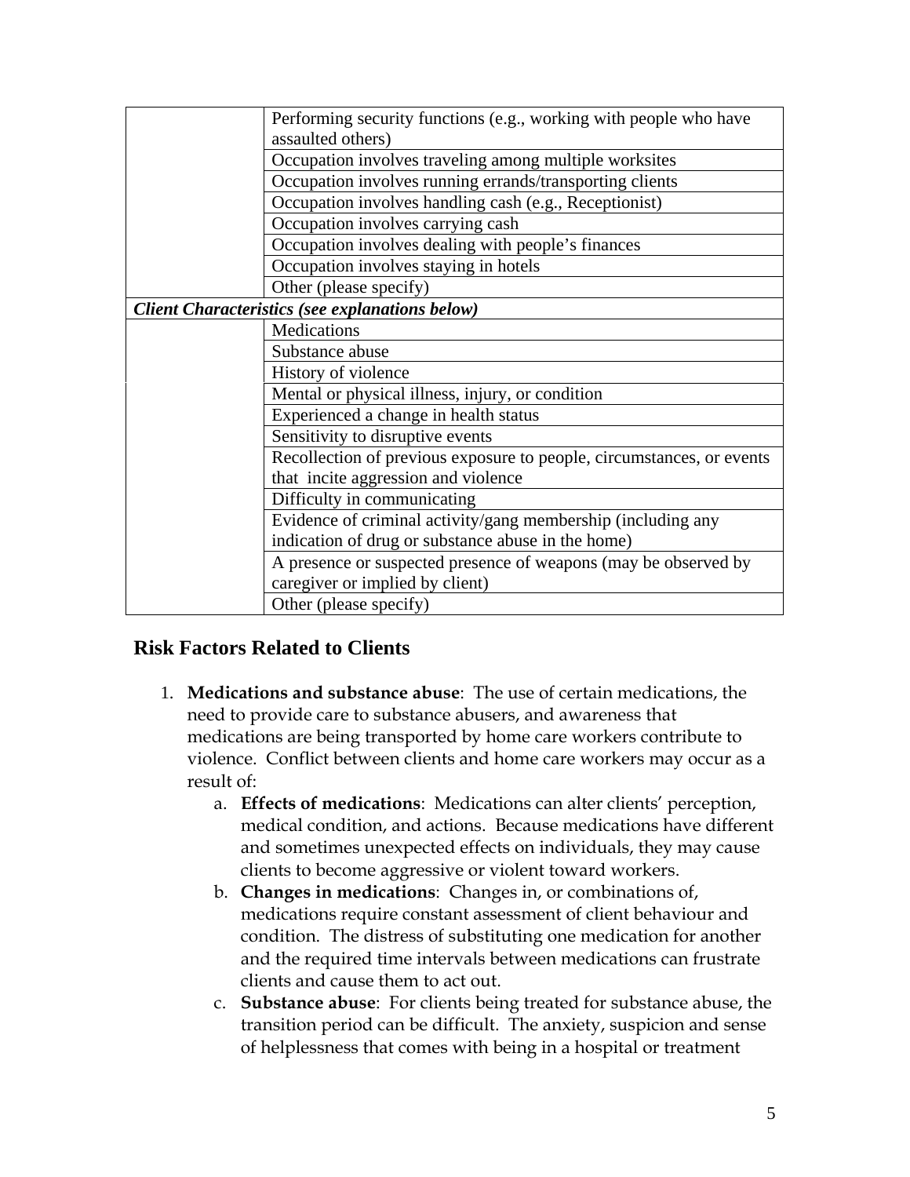| | |
|---|---|
| | Performing security functions (e.g., working with people who have assaulted others) |
| | Occupation involves traveling among multiple worksites |
| | Occupation involves running errands/transporting clients |
| | Occupation involves handling cash (e.g., Receptionist) |
| | Occupation involves carrying cash |
| | Occupation involves dealing with people's finances |
| | Occupation involves staying in hotels |
| | Other (please specify) |
| ***Client Characteristics (see explanations below)*** | |
| | Medications |
| | Substance abuse |
| | History of violence |
| | Mental or physical illness, injury, or condition |
| | Experienced a change in health status |
| | Sensitivity to disruptive events |
| | Recollection of previous exposure to people, circumstances, or events that incite aggression and violence |
| | Difficulty in communicating |
| | Evidence of criminal activity/gang membership (including any indication of drug or substance abuse in the home) |
| | A presence or suspected presence of weapons (may be observed by caregiver or implied by client) |
| | Other (please specify) |

## Risk Factors Related to Clients

1. **Medications and substance abuse**: The use of certain medications, the need to provide care to substance abusers, and awareness that medications are being transported by home care workers contribute to violence. Conflict between clients and home care workers may occur as a result of:
   a. **Effects of medications**: Medications can alter clients' perception, medical condition, and actions. Because medications have different and sometimes unexpected effects on individuals, they may cause clients to become aggressive or violent toward workers.
   b. **Changes in medications**: Changes in, or combinations of, medications require constant assessment of client behaviour and condition. The distress of substituting one medication for another and the required time intervals between medications can frustrate clients and cause them to act out.
   c. **Substance abuse**: For clients being treated for substance abuse, the transition period can be difficult. The anxiety, suspicion and sense of helplessness that comes with being in a hospital or treatment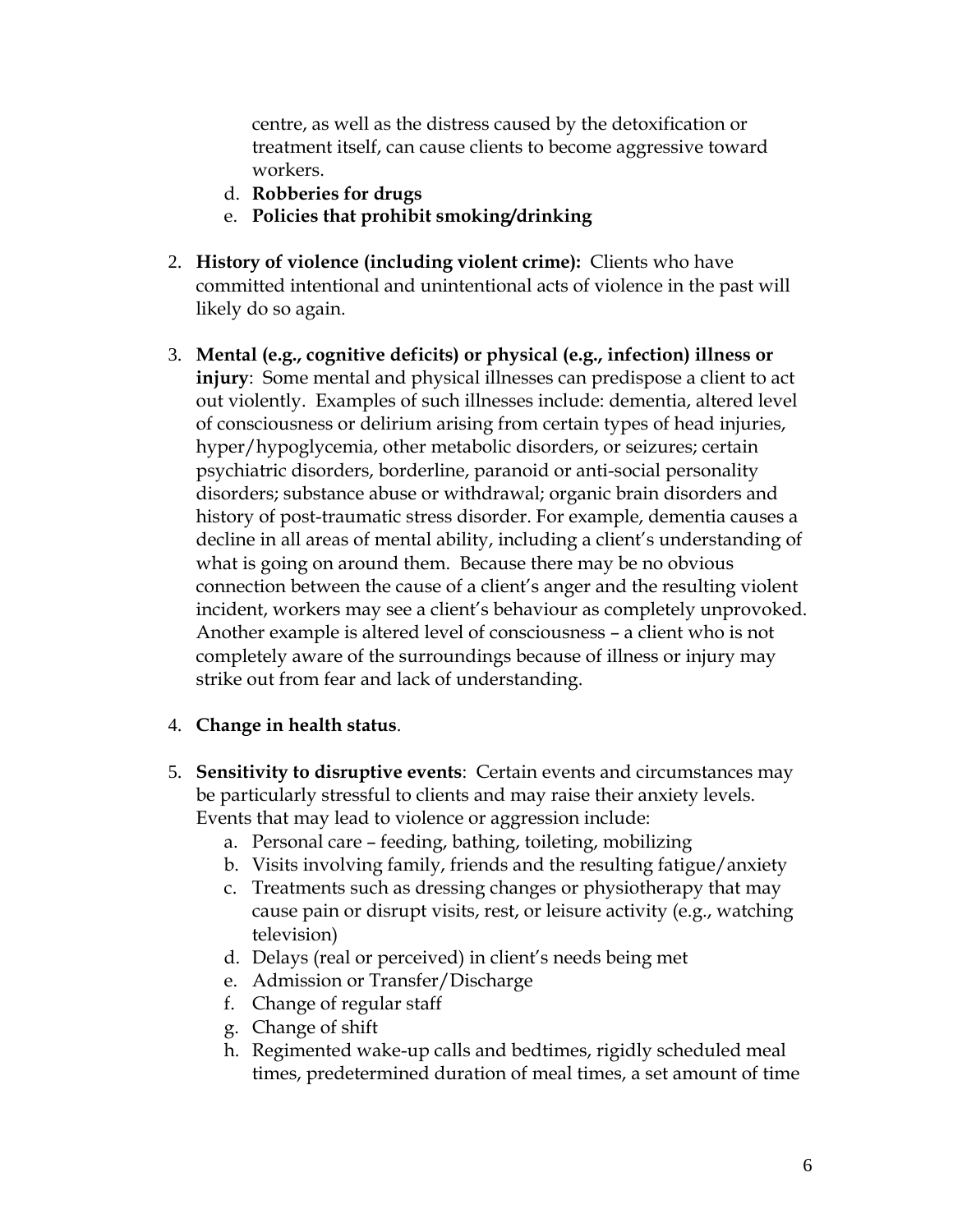centre, as well as the distress caused by the detoxification or treatment itself, can cause clients to become aggressive toward workers.

   d. **Robberies for drugs**
   e. **Policies that prohibit smoking/drinking**

2. **History of violence (including violent crime):** Clients who have committed intentional and unintentional acts of violence in the past will likely do so again.

3. **Mental (e.g., cognitive deficits) or physical (e.g., infection) illness or injury**: Some mental and physical illnesses can predispose a client to act out violently. Examples of such illnesses include: dementia, altered level of consciousness or delirium arising from certain types of head injuries, hyper/hypoglycemia, other metabolic disorders, or seizures; certain psychiatric disorders, borderline, paranoid or anti-social personality disorders; substance abuse or withdrawal; organic brain disorders and history of post-traumatic stress disorder. For example, dementia causes a decline in all areas of mental ability, including a client's understanding of what is going on around them. Because there may be no obvious connection between the cause of a client's anger and the resulting violent incident, workers may see a client's behaviour as completely unprovoked. Another example is altered level of consciousness – a client who is not completely aware of the surroundings because of illness or injury may strike out from fear and lack of understanding.

4. **Change in health status**.

5. **Sensitivity to disruptive events**: Certain events and circumstances may be particularly stressful to clients and may raise their anxiety levels. Events that may lead to violence or aggression include:
   a. Personal care – feeding, bathing, toileting, mobilizing
   b. Visits involving family, friends and the resulting fatigue/anxiety
   c. Treatments such as dressing changes or physiotherapy that may cause pain or disrupt visits, rest, or leisure activity (e.g., watching television)
   d. Delays (real or perceived) in client's needs being met
   e. Admission or Transfer/Discharge
   f. Change of regular staff
   g. Change of shift
   h. Regimented wake-up calls and bedtimes, rigidly scheduled meal times, predetermined duration of meal times, a set amount of time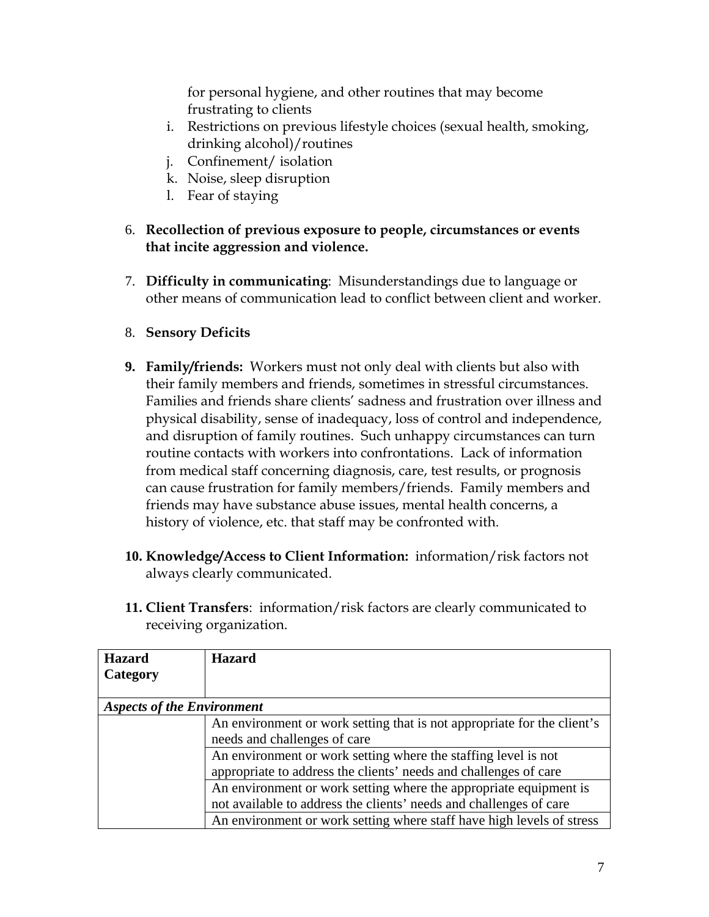for personal hygiene, and other routines that may become frustrating to clients

i. Restrictions on previous lifestyle choices (sexual health, smoking, drinking alcohol)/routines
j. Confinement/ isolation
k. Noise, sleep disruption
l. Fear of staying

6. **Recollection of previous exposure to people, circumstances or events that incite aggression and violence.**

7. **Difficulty in communicating**: Misunderstandings due to language or other means of communication lead to conflict between client and worker.

8. **Sensory Deficits**

9. **Family/friends:** Workers must not only deal with clients but also with their family members and friends, sometimes in stressful circumstances. Families and friends share clients' sadness and frustration over illness and physical disability, sense of inadequacy, loss of control and independence, and disruption of family routines. Such unhappy circumstances can turn routine contacts with workers into confrontations. Lack of information from medical staff concerning diagnosis, care, test results, or prognosis can cause frustration for family members/friends. Family members and friends may have substance abuse issues, mental health concerns, a history of violence, etc. that staff may be confronted with.

10. **Knowledge/Access to Client Information:** information/risk factors not always clearly communicated.

11. **Client Transfers**: information/risk factors are clearly communicated to receiving organization.

| Hazard Category | Hazard |
|---|---|
| ***Aspects of the Environment*** | |
| | An environment or work setting that is not appropriate for the client's needs and challenges of care |
| | An environment or work setting where the staffing level is not appropriate to address the clients' needs and challenges of care |
| | An environment or work setting where the appropriate equipment is not available to address the clients' needs and challenges of care |
| | An environment or work setting where staff have high levels of stress |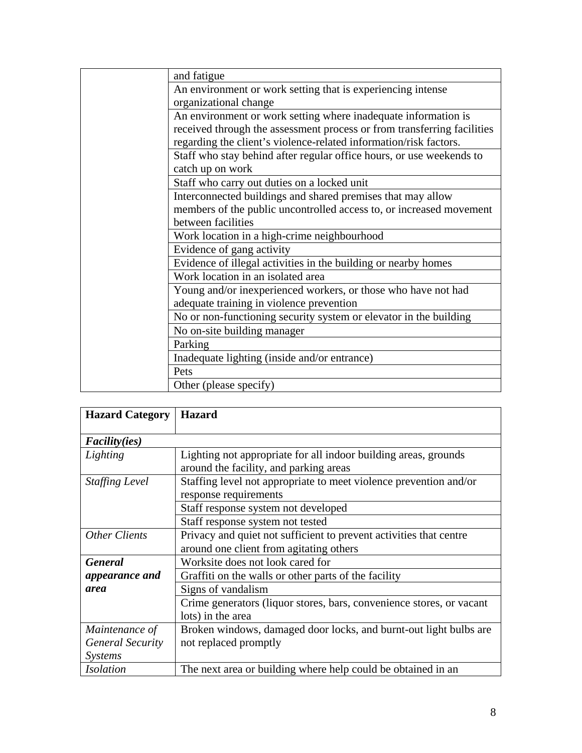| | |
|---|---|
| | and fatigue |
| | An environment or work setting that is experiencing intense organizational change |
| | An environment or work setting where inadequate information is received through the assessment process or from transferring facilities regarding the client's violence-related information/risk factors. |
| | Staff who stay behind after regular office hours, or use weekends to catch up on work |
| | Staff who carry out duties on a locked unit |
| | Interconnected buildings and shared premises that may allow members of the public uncontrolled access to, or increased movement between facilities |
| | Work location in a high-crime neighbourhood |
| | Evidence of gang activity |
| | Evidence of illegal activities in the building or nearby homes |
| | Work location in an isolated area |
| | Young and/or inexperienced workers, or those who have not had adequate training in violence prevention |
| | No or non-functioning security system or elevator in the building |
| | No on-site building manager |
| | Parking |
| | Inadequate lighting (inside and/or entrance) |
| | Pets |
| | Other (please specify) |

| **Hazard Category** | **Hazard** |
|---|---|
| ***Facility(ies)*** | |
| *Lighting* | Lighting not appropriate for all indoor building areas, grounds around the facility, and parking areas |
| *Staffing Level* | Staffing level not appropriate to meet violence prevention and/or response requirements |
| | Staff response system not developed |
| | Staff response system not tested |
| *Other Clients* | Privacy and quiet not sufficient to prevent activities that centre around one client from agitating others |
| ***General appearance and area*** | Worksite does not look cared for |
| | Graffiti on the walls or other parts of the facility |
| | Signs of vandalism |
| | Crime generators (liquor stores, bars, convenience stores, or vacant lots) in the area |
| *Maintenance of General Security Systems* | Broken windows, damaged door locks, and burnt-out light bulbs are not replaced promptly |
| *Isolation* | The next area or building where help could be obtained in an |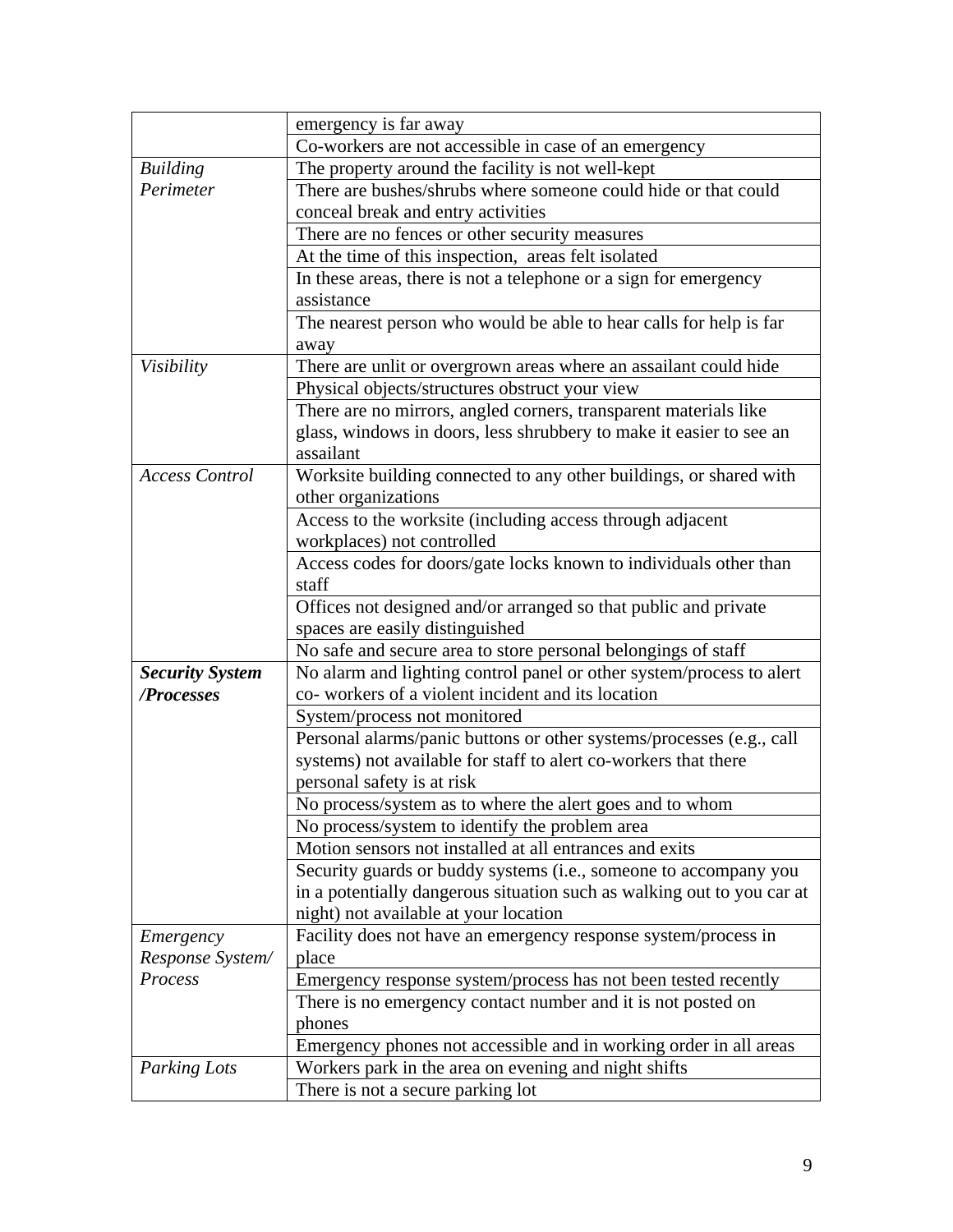| | |
|---|---|
| | emergency is far away |
| | Co-workers are not accessible in case of an emergency |
| *Building Perimeter* | The property around the facility is not well-kept |
| | There are bushes/shrubs where someone could hide or that could conceal break and entry activities |
| | There are no fences or other security measures |
| | At the time of this inspection, areas felt isolated |
| | In these areas, there is not a telephone or a sign for emergency assistance |
| | The nearest person who would be able to hear calls for help is far away |
| *Visibility* | There are unlit or overgrown areas where an assailant could hide |
| | Physical objects/structures obstruct your view |
| | There are no mirrors, angled corners, transparent materials like glass, windows in doors, less shrubbery to make it easier to see an assailant |
| *Access Control* | Worksite building connected to any other buildings, or shared with other organizations |
| | Access to the worksite (including access through adjacent workplaces) not controlled |
| | Access codes for doors/gate locks known to individuals other than staff |
| | Offices not designed and/or arranged so that public and private spaces are easily distinguished |
| | No safe and secure area to store personal belongings of staff |
| ***Security System /Processes*** | No alarm and lighting control panel or other system/process to alert co- workers of a violent incident and its location |
| | System/process not monitored |
| | Personal alarms/panic buttons or other systems/processes (e.g., call systems) not available for staff to alert co-workers that there personal safety is at risk |
| | No process/system as to where the alert goes and to whom |
| | No process/system to identify the problem area |
| | Motion sensors not installed at all entrances and exits |
| | Security guards or buddy systems (i.e., someone to accompany you in a potentially dangerous situation such as walking out to you car at night) not available at your location |
| *Emergency Response System/ Process* | Facility does not have an emergency response system/process in place |
| | Emergency response system/process has not been tested recently |
| | There is no emergency contact number and it is not posted on phones |
| | Emergency phones not accessible and in working order in all areas |
| *Parking Lots* | Workers park in the area on evening and night shifts |
| | There is not a secure parking lot |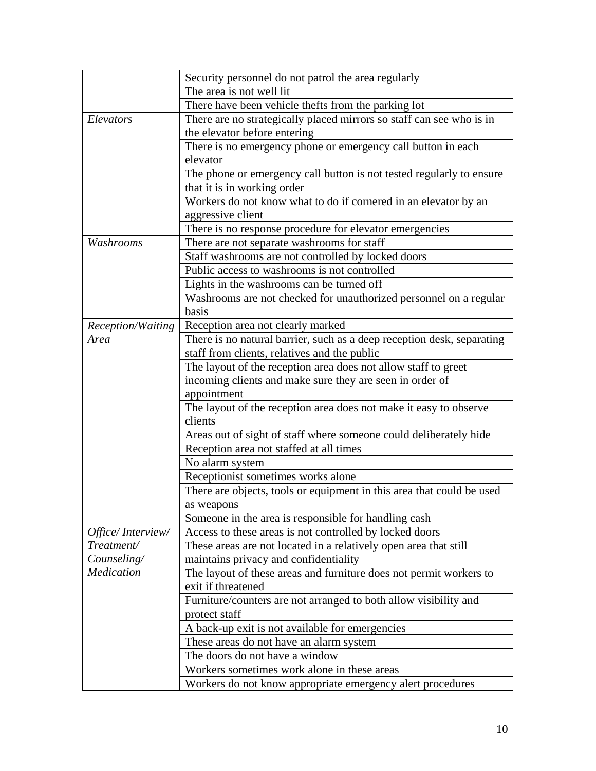| | |
|---|---|
| | Security personnel do not patrol the area regularly |
| | The area is not well lit |
| | There have been vehicle thefts from the parking lot |
| *Elevators* | There are no strategically placed mirrors so staff can see who is in the elevator before entering |
| | There is no emergency phone or emergency call button in each elevator |
| | The phone or emergency call button is not tested regularly to ensure that it is in working order |
| | Workers do not know what to do if cornered in an elevator by an aggressive client |
| | There is no response procedure for elevator emergencies |
| *Washrooms* | There are not separate washrooms for staff |
| | Staff washrooms are not controlled by locked doors |
| | Public access to washrooms is not controlled |
| | Lights in the washrooms can be turned off |
| | Washrooms are not checked for unauthorized personnel on a regular basis |
| *Reception/Waiting Area* | Reception area not clearly marked |
| | There is no natural barrier, such as a deep reception desk, separating staff from clients, relatives and the public |
| | The layout of the reception area does not allow staff to greet incoming clients and make sure they are seen in order of appointment |
| | The layout of the reception area does not make it easy to observe clients |
| | Areas out of sight of staff where someone could deliberately hide |
| | Reception area not staffed at all times |
| | No alarm system |
| | Receptionist sometimes works alone |
| | There are objects, tools or equipment in this area that could be used as weapons |
| | Someone in the area is responsible for handling cash |
| *Office/ Interview/ Treatment/ Counseling/ Medication* | Access to these areas is not controlled by locked doors |
| | These areas are not located in a relatively open area that still maintains privacy and confidentiality |
| | The layout of these areas and furniture does not permit workers to exit if threatened |
| | Furniture/counters are not arranged to both allow visibility and protect staff |
| | A back-up exit is not available for emergencies |
| | These areas do not have an alarm system |
| | The doors do not have a window |
| | Workers sometimes work alone in these areas |
| | Workers do not know appropriate emergency alert procedures |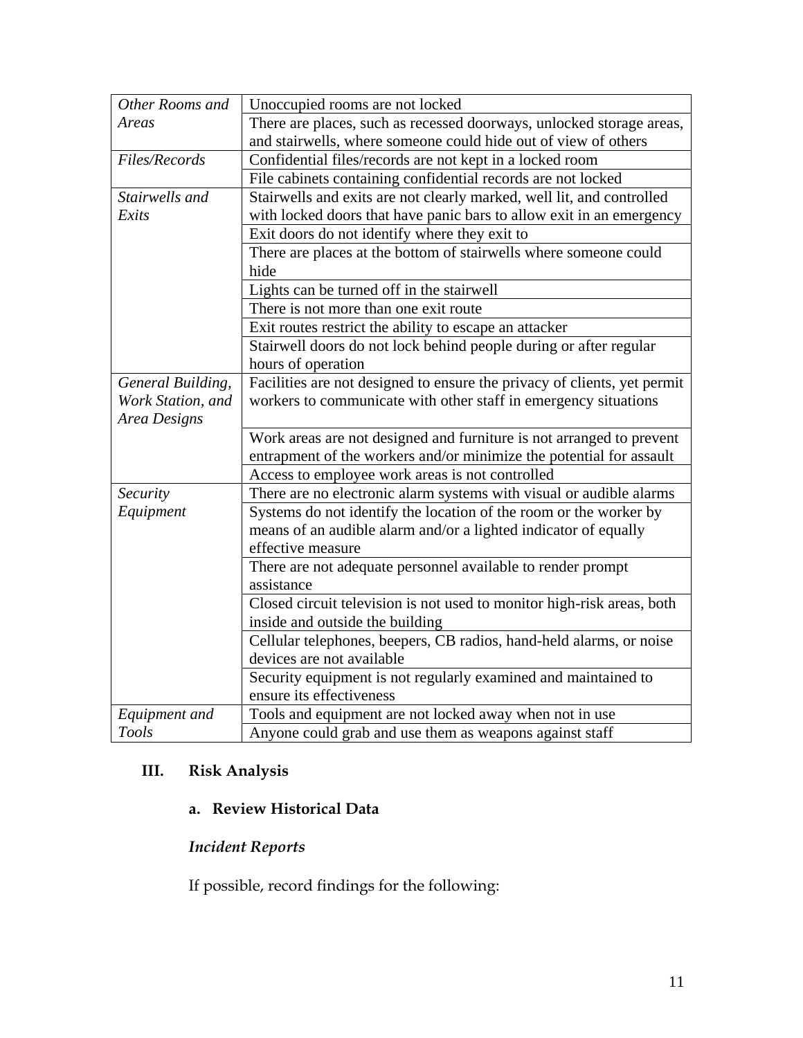| | |
|---|---|
| *Other Rooms and Areas* | Unoccupied rooms are not locked |
| | There are places, such as recessed doorways, unlocked storage areas, and stairwells, where someone could hide out of view of others |
| *Files/Records* | Confidential files/records are not kept in a locked room |
| | File cabinets containing confidential records are not locked |
| *Stairwells and Exits* | Stairwells and exits are not clearly marked, well lit, and controlled with locked doors that have panic bars to allow exit in an emergency |
| | Exit doors do not identify where they exit to |
| | There are places at the bottom of stairwells where someone could hide |
| | Lights can be turned off in the stairwell |
| | There is not more than one exit route |
| | Exit routes restrict the ability to escape an attacker |
| | Stairwell doors do not lock behind people during or after regular hours of operation |
| *General Building, Work Station, and Area Designs* | Facilities are not designed to ensure the privacy of clients, yet permit workers to communicate with other staff in emergency situations |
| | Work areas are not designed and furniture is not arranged to prevent entrapment of the workers and/or minimize the potential for assault |
| | Access to employee work areas is not controlled |
| *Security Equipment* | There are no electronic alarm systems with visual or audible alarms |
| | Systems do not identify the location of the room or the worker by means of an audible alarm and/or a lighted indicator of equally effective measure |
| | There are not adequate personnel available to render prompt assistance |
| | Closed circuit television is not used to monitor high-risk areas, both inside and outside the building |
| | Cellular telephones, beepers, CB radios, hand-held alarms, or noise devices are not available |
| | Security equipment is not regularly examined and maintained to ensure its effectiveness |
| *Equipment and Tools* | Tools and equipment are not locked away when not in use |
| | Anyone could grab and use them as weapons against staff |

## III. Risk Analysis

### a. Review Historical Data

***Incident Reports***

If possible, record findings for the following: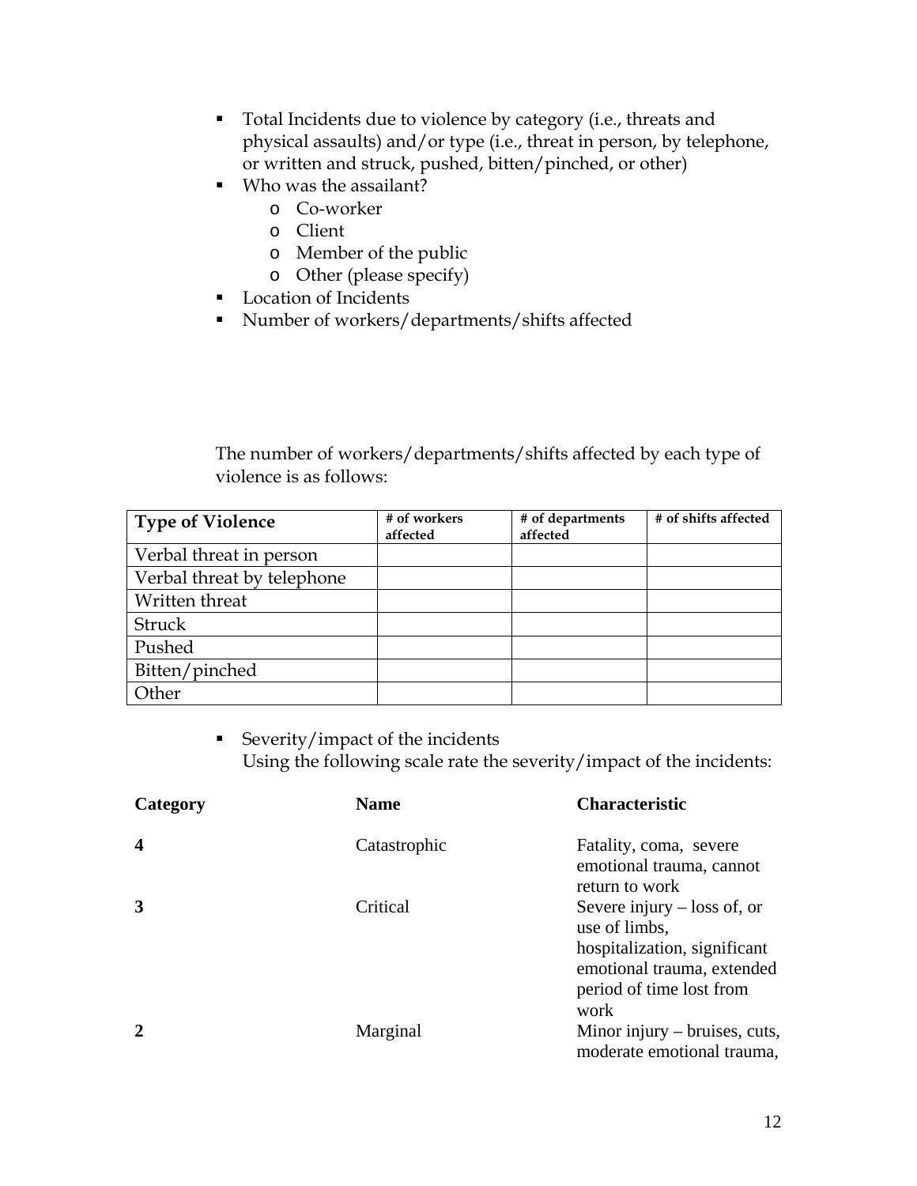- Total Incidents due to violence by category (i.e., threats and physical assaults) and/or type (i.e., threat in person, by telephone, or written and struck, pushed, bitten/pinched, or other)
- Who was the assailant?
  - Co-worker
  - Client
  - Member of the public
  - Other (please specify)
- Location of Incidents
- Number of workers/departments/shifts affected

The number of workers/departments/shifts affected by each type of violence is as follows:

| Type of Violence | # of workers affected | # of departments affected | # of shifts affected |
|---|---|---|---|
| Verbal threat in person | | | |
| Verbal threat by telephone | | | |
| Written threat | | | |
| Struck | | | |
| Pushed | | | |
| Bitten/pinched | | | |
| Other | | | |

- Severity/impact of the incidents
  Using the following scale rate the severity/impact of the incidents:

| Category | Name | Characteristic |
|---|---|---|
| **4** | Catastrophic | Fatality, coma, severe emotional trauma, cannot return to work |
| **3** | Critical | Severe injury – loss of, or use of limbs, hospitalization, significant emotional trauma, extended period of time lost from work |
| **2** | Marginal | Minor injury – bruises, cuts, moderate emotional trauma, |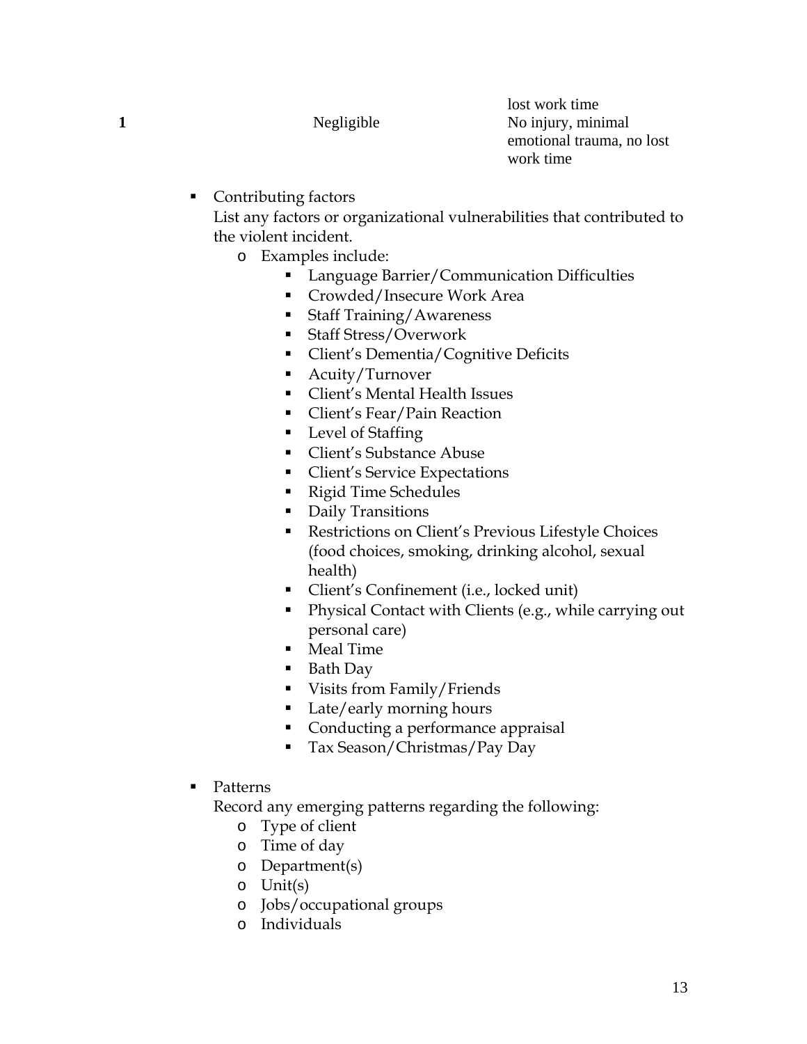| | | |
|---|---|---|
| | | lost work time |
| **1** | Negligible | No injury, minimal emotional trauma, no lost work time |

- Contributing factors
  List any factors or organizational vulnerabilities that contributed to the violent incident.
  - Examples include:
    - Language Barrier/Communication Difficulties
    - Crowded/Insecure Work Area
    - Staff Training/Awareness
    - Staff Stress/Overwork
    - Client's Dementia/Cognitive Deficits
    - Acuity/Turnover
    - Client's Mental Health Issues
    - Client's Fear/Pain Reaction
    - Level of Staffing
    - Client's Substance Abuse
    - Client's Service Expectations
    - Rigid Time Schedules
    - Daily Transitions
    - Restrictions on Client's Previous Lifestyle Choices (food choices, smoking, drinking alcohol, sexual health)
    - Client's Confinement (i.e., locked unit)
    - Physical Contact with Clients (e.g., while carrying out personal care)
    - Meal Time
    - Bath Day
    - Visits from Family/Friends
    - Late/early morning hours
    - Conducting a performance appraisal
    - Tax Season/Christmas/Pay Day

- Patterns
  Record any emerging patterns regarding the following:
  - Type of client
  - Time of day
  - Department(s)
  - Unit(s)
  - Jobs/occupational groups
  - Individuals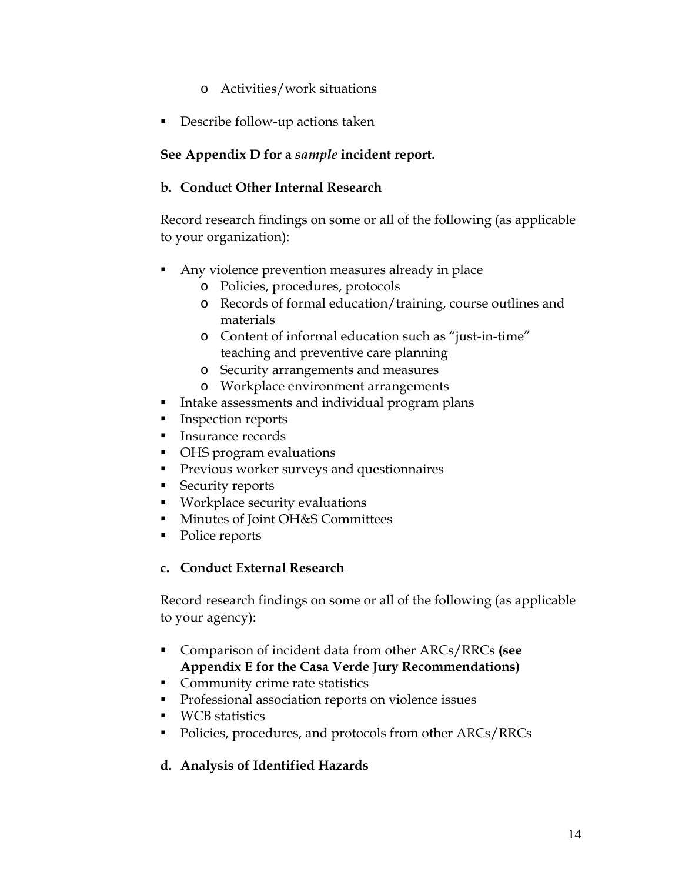- Activities/work situations

- Describe follow-up actions taken

**See Appendix D for a *sample* incident report.**

**b. Conduct Other Internal Research**

Record research findings on some or all of the following (as applicable to your organization):

- Any violence prevention measures already in place
    - Policies, procedures, protocols
    - Records of formal education/training, course outlines and materials
    - Content of informal education such as "just-in-time" teaching and preventive care planning
    - Security arrangements and measures
    - Workplace environment arrangements
- Intake assessments and individual program plans
- Inspection reports
- Insurance records
- OHS program evaluations
- Previous worker surveys and questionnaires
- Security reports
- Workplace security evaluations
- Minutes of Joint OH&S Committees
- Police reports

**c. Conduct External Research**

Record research findings on some or all of the following (as applicable to your agency):

- Comparison of incident data from other ARCs/RRCs **(see Appendix E for the Casa Verde Jury Recommendations)**
- Community crime rate statistics
- Professional association reports on violence issues
- WCB statistics
- Policies, procedures, and protocols from other ARCs/RRCs

**d. Analysis of Identified Hazards**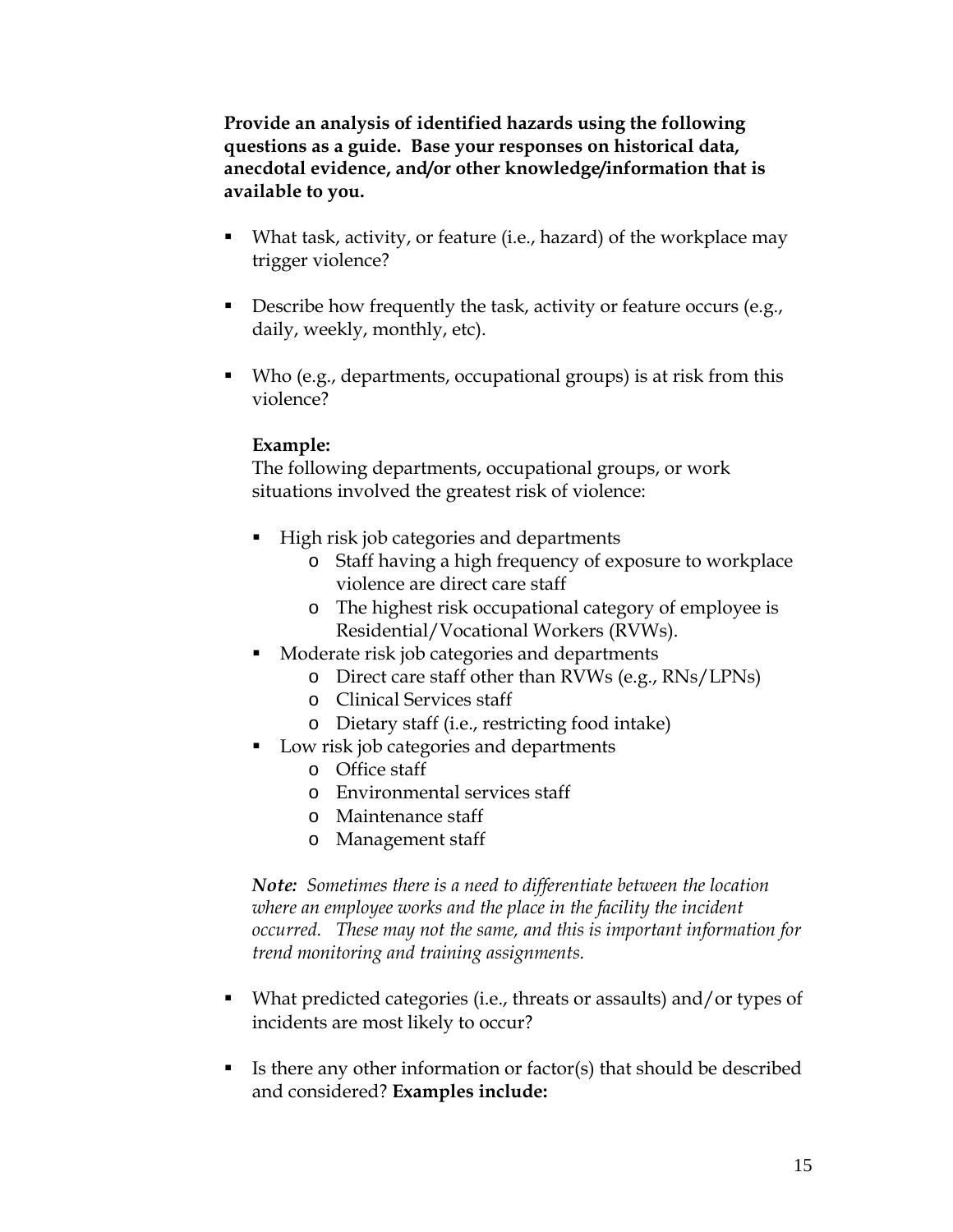**Provide an analysis of identified hazards using the following questions as a guide. Base your responses on historical data, anecdotal evidence, and/or other knowledge/information that is available to you.**

- What task, activity, or feature (i.e., hazard) of the workplace may trigger violence?
- Describe how frequently the task, activity or feature occurs (e.g., daily, weekly, monthly, etc).
- Who (e.g., departments, occupational groups) is at risk from this violence?

  **Example:**
  The following departments, occupational groups, or work situations involved the greatest risk of violence:

  - High risk job categories and departments
    - Staff having a high frequency of exposure to workplace violence are direct care staff
    - The highest risk occupational category of employee is Residential/Vocational Workers (RVWs).
  - Moderate risk job categories and departments
    - Direct care staff other than RVWs (e.g., RNs/LPNs)
    - Clinical Services staff
    - Dietary staff (i.e., restricting food intake)
  - Low risk job categories and departments
    - Office staff
    - Environmental services staff
    - Maintenance staff
    - Management staff

  ***Note:*** *Sometimes there is a need to differentiate between the location where an employee works and the place in the facility the incident occurred. These may not the same, and this is important information for trend monitoring and training assignments.*

- What predicted categories (i.e., threats or assaults) and/or types of incidents are most likely to occur?
- Is there any other information or factor(s) that should be described and considered? **Examples include:**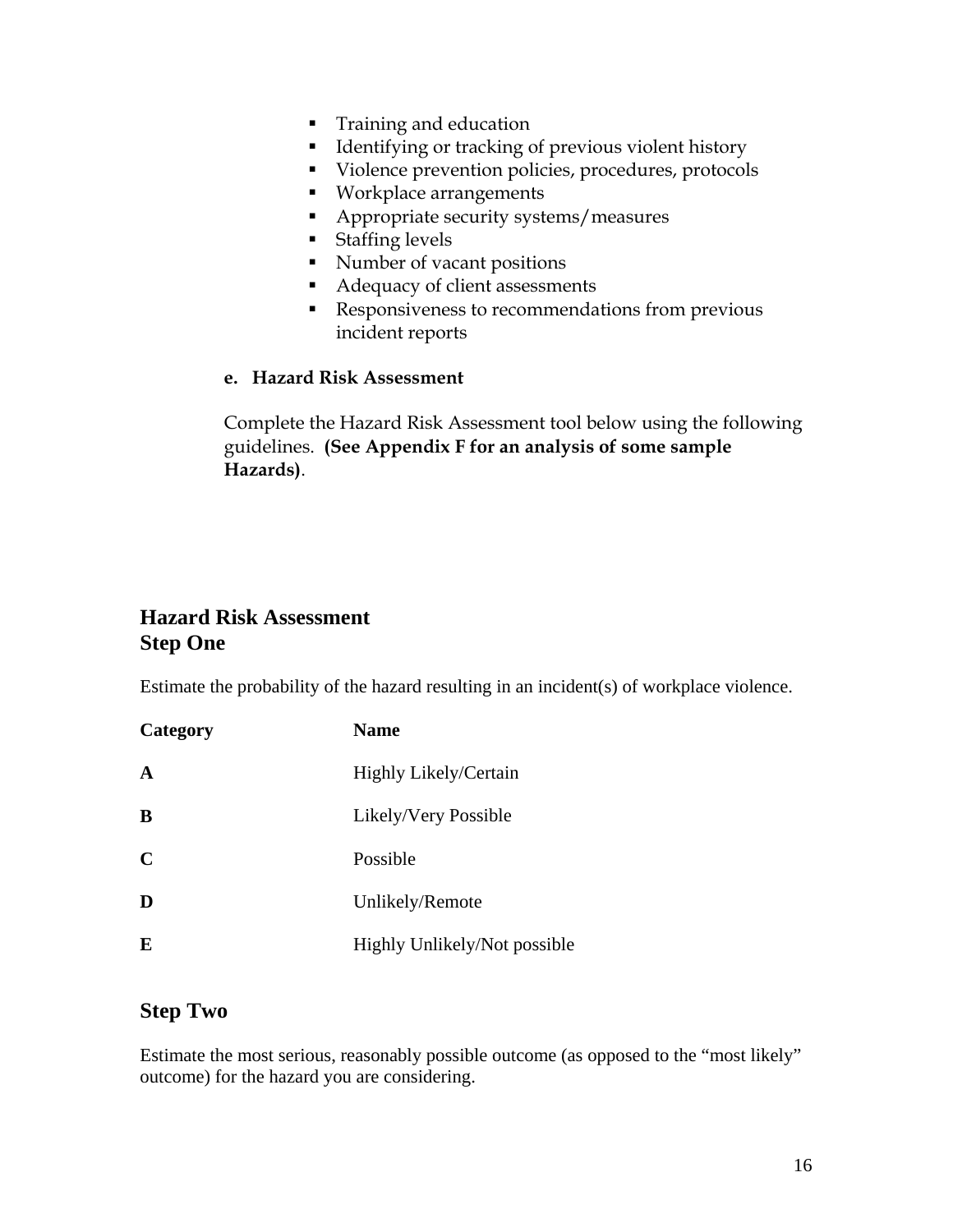- Training and education
- Identifying or tracking of previous violent history
- Violence prevention policies, procedures, protocols
- Workplace arrangements
- Appropriate security systems/measures
- Staffing levels
- Number of vacant positions
- Adequacy of client assessments
- Responsiveness to recommendations from previous incident reports

**e. Hazard Risk Assessment**

Complete the Hazard Risk Assessment tool below using the following guidelines. **(See Appendix F for an analysis of some sample Hazards)**.

## Hazard Risk Assessment
## Step One

Estimate the probability of the hazard resulting in an incident(s) of workplace violence.

| Category | Name |
|---|---|
| **A** | Highly Likely/Certain |
| **B** | Likely/Very Possible |
| **C** | Possible |
| **D** | Unlikely/Remote |
| **E** | Highly Unlikely/Not possible |

## Step Two

Estimate the most serious, reasonably possible outcome (as opposed to the "most likely" outcome) for the hazard you are considering.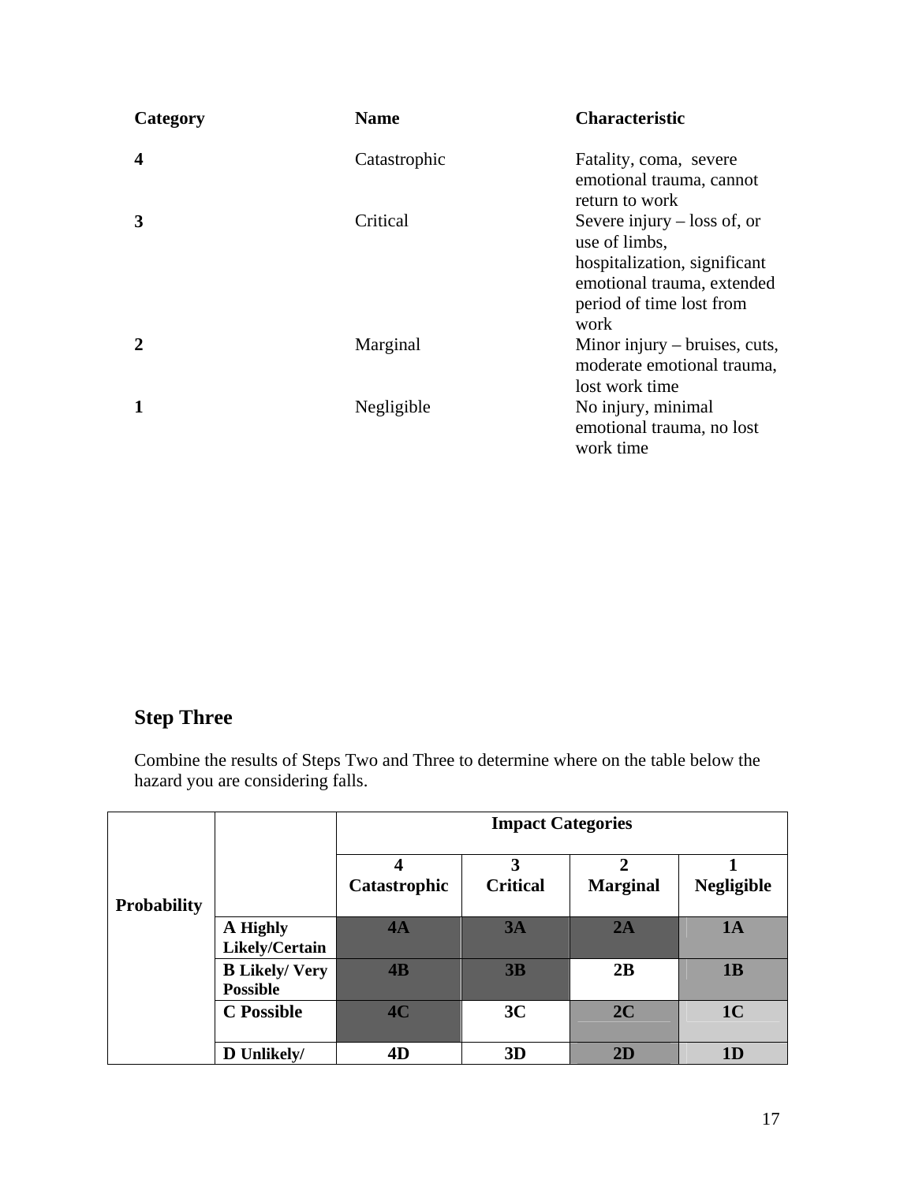| Category | Name | Characteristic |
|---|---|---|
| **4** | Catastrophic | Fatality, coma, severe emotional trauma, cannot return to work |
| **3** | Critical | Severe injury – loss of, or use of limbs, hospitalization, significant emotional trauma, extended period of time lost from work |
| **2** | Marginal | Minor injury – bruises, cuts, moderate emotional trauma, lost work time |
| **1** | Negligible | No injury, minimal emotional trauma, no lost work time |

## Step Three

Combine the results of Steps Two and Three to determine where on the table below the hazard you are considering falls.

| | | **Impact Categories** | | | |
|---|---|---|---|---|---|
| | | **4 Catastrophic** | **3 Critical** | **2 Marginal** | **1 Negligible** |
| **Probability** | **A Highly Likely/Certain** | **4A** | **3A** | **2A** | **1A** |
| | **B Likely/ Very Possible** | **4B** | **3B** | **2B** | **1B** |
| | **C Possible** | **4C** | **3C** | **2C** | **1C** |
| | **D Unlikely/** | **4D** | **3D** | **2D** | **1D** |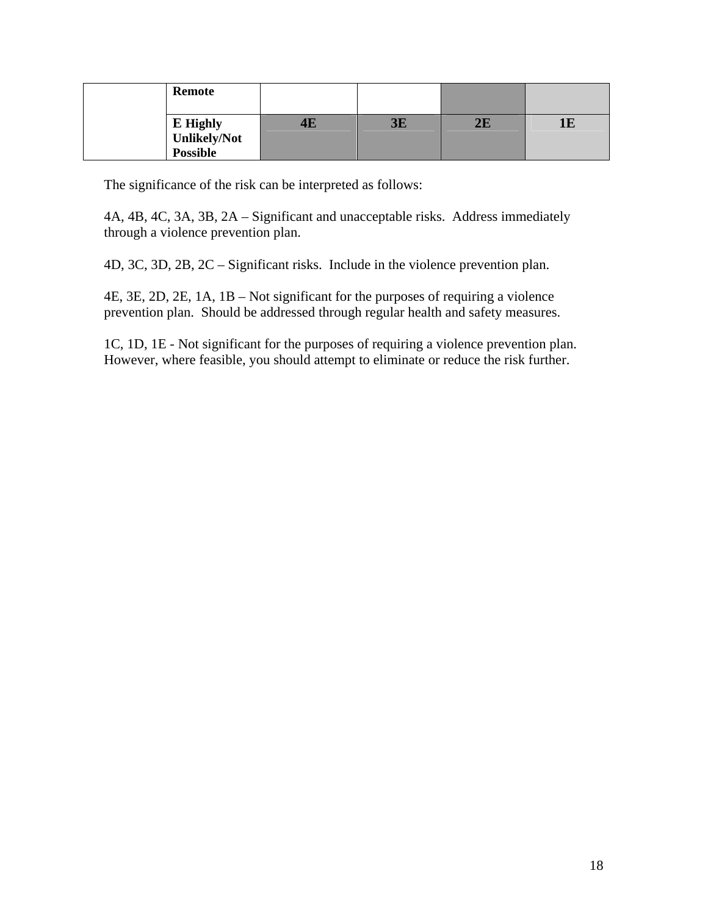|  |  |  |  |  |  |
|---|---|---|---|---|---|
|  | **Remote** |  |  |  |  |
|  | **E Highly Unlikely/Not Possible** | **4E** | **3E** | **2E** | **1E** |

The significance of the risk can be interpreted as follows:

4A, 4B, 4C, 3A, 3B, 2A – Significant and unacceptable risks. Address immediately through a violence prevention plan.

4D, 3C, 3D, 2B, 2C – Significant risks. Include in the violence prevention plan.

4E, 3E, 2D, 2E, 1A, 1B – Not significant for the purposes of requiring a violence prevention plan. Should be addressed through regular health and safety measures.

1C, 1D, 1E - Not significant for the purposes of requiring a violence prevention plan. However, where feasible, you should attempt to eliminate or reduce the risk further.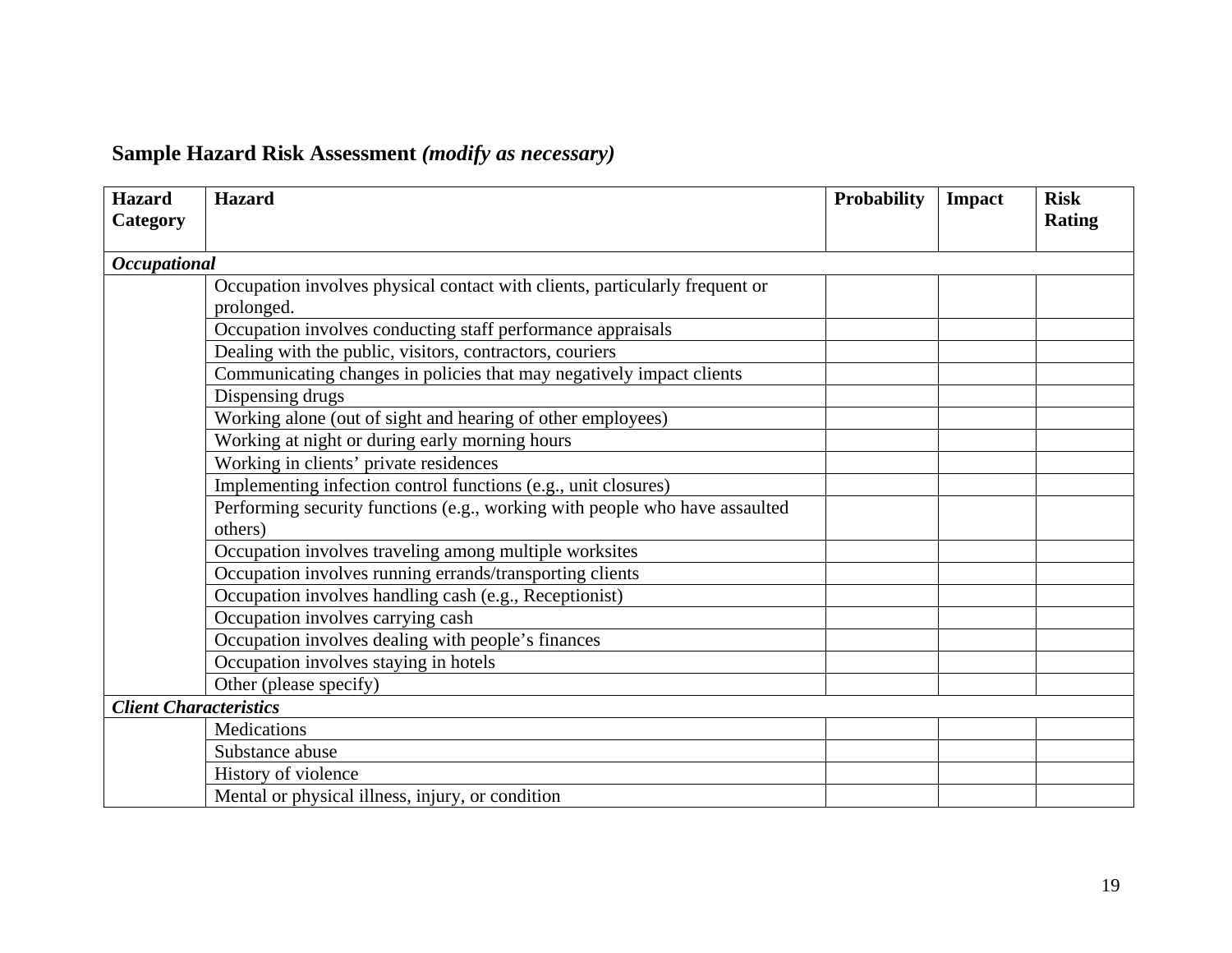## **Sample Hazard Risk Assessment** ***(modify as necessary)***

| Hazard Category | Hazard | Probability | Impact | Risk Rating |
|---|---|---|---|---|
| ***Occupational*** | | | | |
| | Occupation involves physical contact with clients, particularly frequent or prolonged. | | | |
| | Occupation involves conducting staff performance appraisals | | | |
| | Dealing with the public, visitors, contractors, couriers | | | |
| | Communicating changes in policies that may negatively impact clients | | | |
| | Dispensing drugs | | | |
| | Working alone (out of sight and hearing of other employees) | | | |
| | Working at night or during early morning hours | | | |
| | Working in clients' private residences | | | |
| | Implementing infection control functions (e.g., unit closures) | | | |
| | Performing security functions (e.g., working with people who have assaulted others) | | | |
| | Occupation involves traveling among multiple worksites | | | |
| | Occupation involves running errands/transporting clients | | | |
| | Occupation involves handling cash (e.g., Receptionist) | | | |
| | Occupation involves carrying cash | | | |
| | Occupation involves dealing with people's finances | | | |
| | Occupation involves staying in hotels | | | |
| | Other (please specify) | | | |
| ***Client Characteristics*** | | | | |
| | Medications | | | |
| | Substance abuse | | | |
| | History of violence | | | |
| | Mental or physical illness, injury, or condition | | | |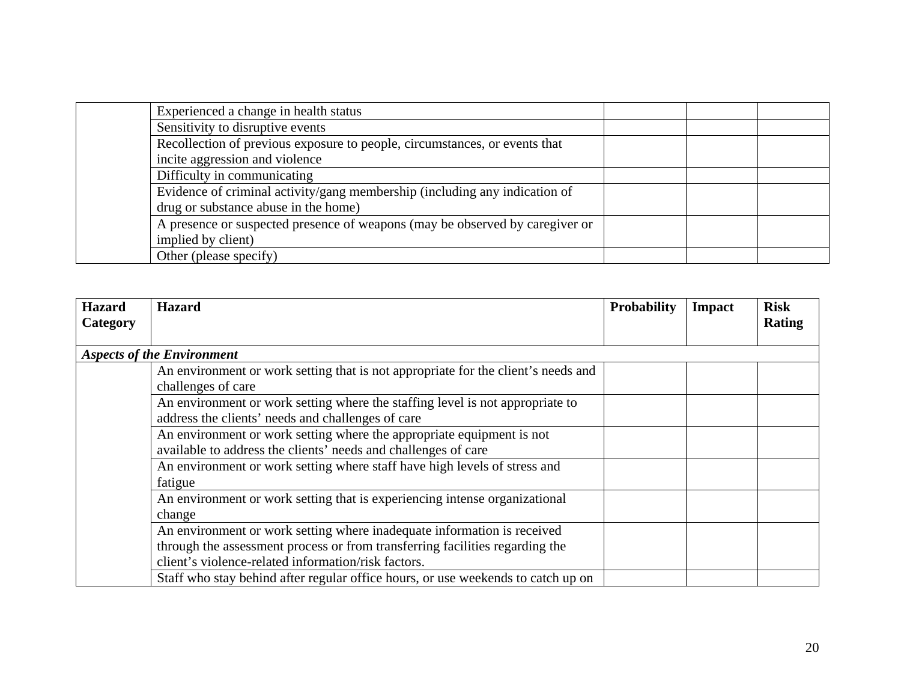| | | | | |
|---|---|---|---|---|
| | Experienced a change in health status | | | |
| | Sensitivity to disruptive events | | | |
| | Recollection of previous exposure to people, circumstances, or events that incite aggression and violence | | | |
| | Difficulty in communicating | | | |
| | Evidence of criminal activity/gang membership (including any indication of drug or substance abuse in the home) | | | |
| | A presence or suspected presence of weapons (may be observed by caregiver or implied by client) | | | |
| | Other (please specify) | | | |

| **Hazard Category** | **Hazard** | **Probability** | **Impact** | **Risk Rating** |
|---|---|---|---|---|
| ***Aspects of the Environment*** | | | | |
| | An environment or work setting that is not appropriate for the client's needs and challenges of care | | | |
| | An environment or work setting where the staffing level is not appropriate to address the clients' needs and challenges of care | | | |
| | An environment or work setting where the appropriate equipment is not available to address the clients' needs and challenges of care | | | |
| | An environment or work setting where staff have high levels of stress and fatigue | | | |
| | An environment or work setting that is experiencing intense organizational change | | | |
| | An environment or work setting where inadequate information is received through the assessment process or from transferring facilities regarding the client's violence-related information/risk factors. | | | |
| | Staff who stay behind after regular office hours, or use weekends to catch up on | | | |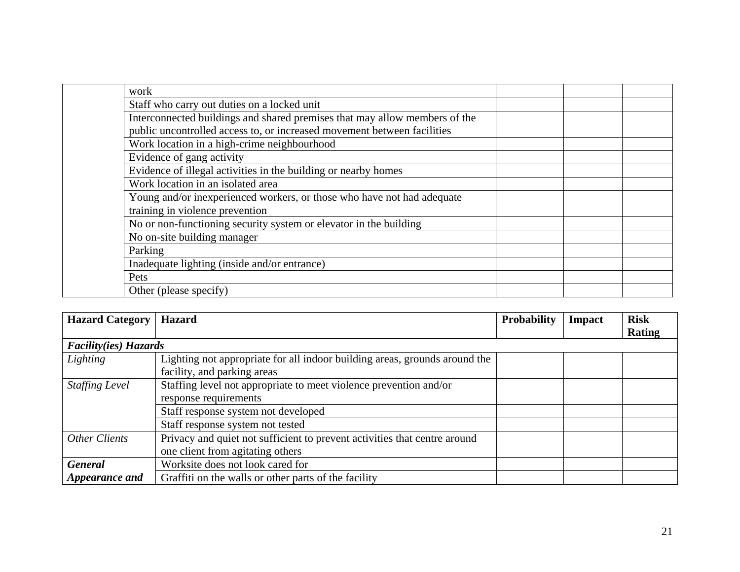| | | | | |
|---|---|---|---|---|
| | work | | | |
| | Staff who carry out duties on a locked unit | | | |
| | Interconnected buildings and shared premises that may allow members of the public uncontrolled access to, or increased movement between facilities | | | |
| | Work location in a high-crime neighbourhood | | | |
| | Evidence of gang activity | | | |
| | Evidence of illegal activities in the building or nearby homes | | | |
| | Work location in an isolated area | | | |
| | Young and/or inexperienced workers, or those who have not had adequate training in violence prevention | | | |
| | No or non-functioning security system or elevator in the building | | | |
| | No on-site building manager | | | |
| | Parking | | | |
| | Inadequate lighting (inside and/or entrance) | | | |
| | Pets | | | |
| | Other (please specify) | | | |

| **Hazard Category** | **Hazard** | **Probability** | **Impact** | **Risk Rating** |
|---|---|---|---|---|
| ***Facility(ies) Hazards*** | | | | |
| *Lighting* | Lighting not appropriate for all indoor building areas, grounds around the facility, and parking areas | | | |
| *Staffing Level* | Staffing level not appropriate to meet violence prevention and/or response requirements | | | |
| | Staff response system not developed | | | |
| | Staff response system not tested | | | |
| *Other Clients* | Privacy and quiet not sufficient to prevent activities that centre around one client from agitating others | | | |
| ***General Appearance and*** | Worksite does not look cared for | | | |
| | Graffiti on the walls or other parts of the facility | | | |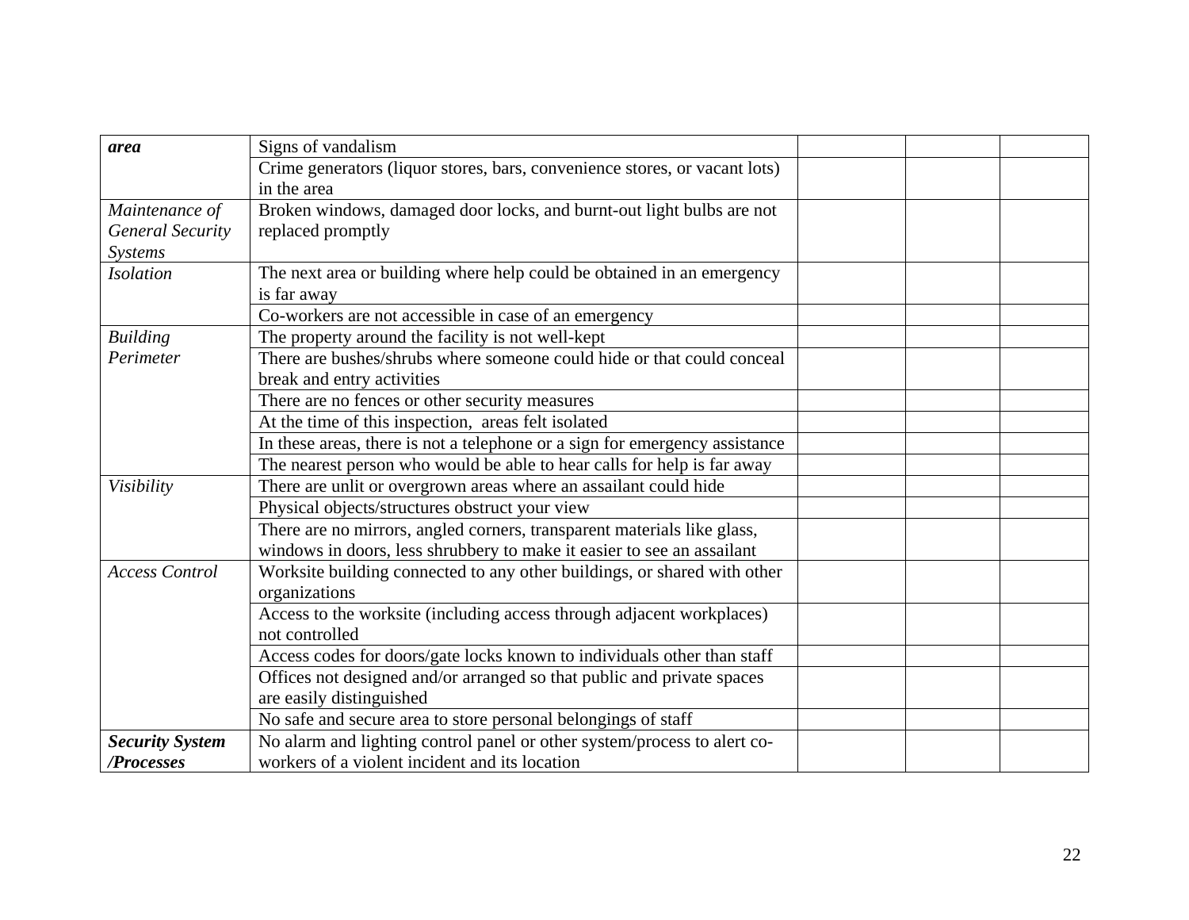| | | | | |
|---|---|---|---|---|
| ***area*** | Signs of vandalism | | | |
| | Crime generators (liquor stores, bars, convenience stores, or vacant lots) in the area | | | |
| *Maintenance of General Security Systems* | Broken windows, damaged door locks, and burnt-out light bulbs are not replaced promptly | | | |
| *Isolation* | The next area or building where help could be obtained in an emergency is far away | | | |
| | Co-workers are not accessible in case of an emergency | | | |
| *Building Perimeter* | The property around the facility is not well-kept | | | |
| | There are bushes/shrubs where someone could hide or that could conceal break and entry activities | | | |
| | There are no fences or other security measures | | | |
| | At the time of this inspection, areas felt isolated | | | |
| | In these areas, there is not a telephone or a sign for emergency assistance | | | |
| | The nearest person who would be able to hear calls for help is far away | | | |
| *Visibility* | There are unlit or overgrown areas where an assailant could hide | | | |
| | Physical objects/structures obstruct your view | | | |
| | There are no mirrors, angled corners, transparent materials like glass, windows in doors, less shrubbery to make it easier to see an assailant | | | |
| *Access Control* | Worksite building connected to any other buildings, or shared with other organizations | | | |
| | Access to the worksite (including access through adjacent workplaces) not controlled | | | |
| | Access codes for doors/gate locks known to individuals other than staff | | | |
| | Offices not designed and/or arranged so that public and private spaces are easily distinguished | | | |
| | No safe and secure area to store personal belongings of staff | | | |
| ***Security System /Processes*** | No alarm and lighting control panel or other system/process to alert co-workers of a violent incident and its location | | | |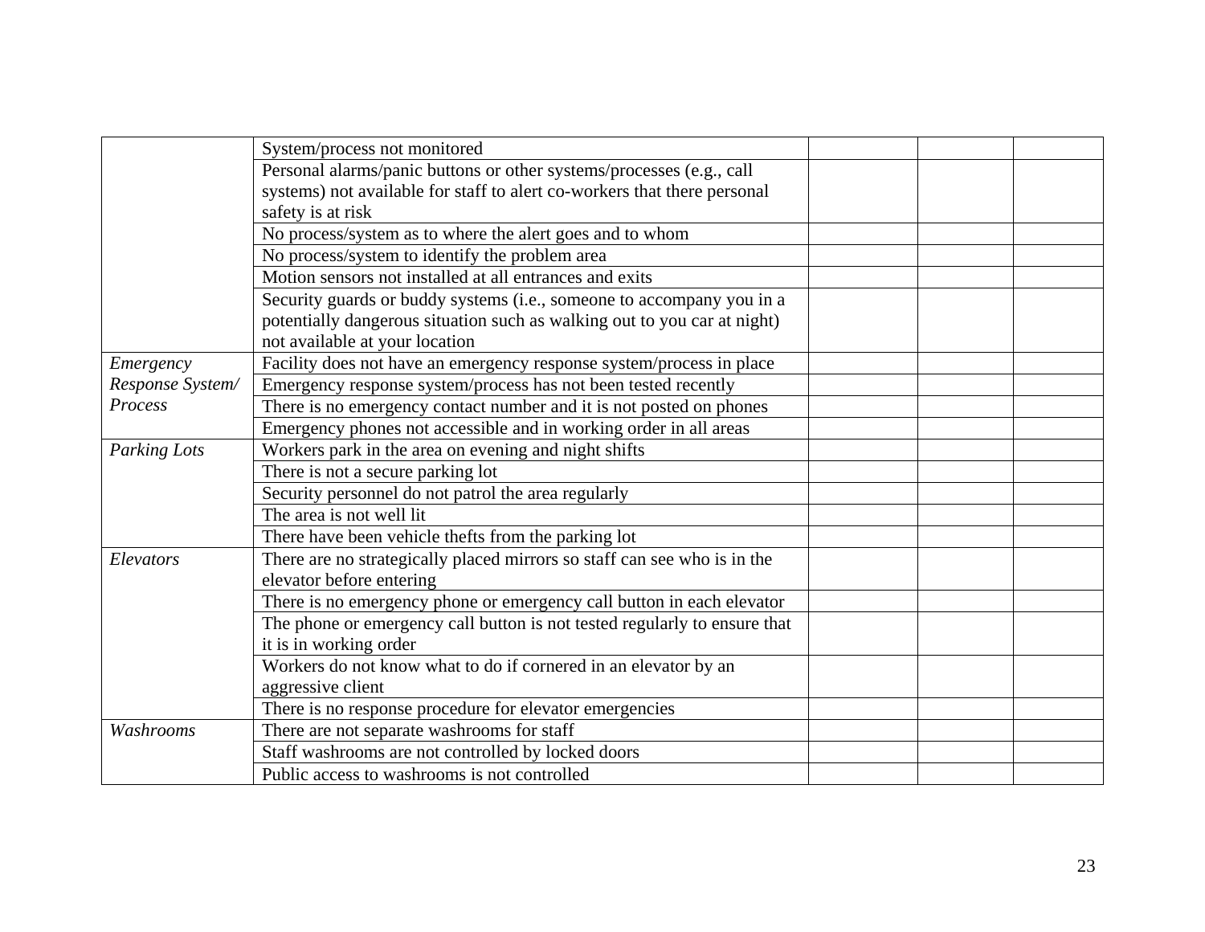| | | | | |
|---|---|---|---|---|
| | System/process not monitored | | | |
| | Personal alarms/panic buttons or other systems/processes (e.g., call systems) not available for staff to alert co-workers that there personal safety is at risk | | | |
| | No process/system as to where the alert goes and to whom | | | |
| | No process/system to identify the problem area | | | |
| | Motion sensors not installed at all entrances and exits | | | |
| | Security guards or buddy systems (i.e., someone to accompany you in a potentially dangerous situation such as walking out to you car at night) not available at your location | | | |
| *Emergency Response System/ Process* | Facility does not have an emergency response system/process in place | | | |
| | Emergency response system/process has not been tested recently | | | |
| | There is no emergency contact number and it is not posted on phones | | | |
| | Emergency phones not accessible and in working order in all areas | | | |
| *Parking Lots* | Workers park in the area on evening and night shifts | | | |
| | There is not a secure parking lot | | | |
| | Security personnel do not patrol the area regularly | | | |
| | The area is not well lit | | | |
| | There have been vehicle thefts from the parking lot | | | |
| *Elevators* | There are no strategically placed mirrors so staff can see who is in the elevator before entering | | | |
| | There is no emergency phone or emergency call button in each elevator | | | |
| | The phone or emergency call button is not tested regularly to ensure that it is in working order | | | |
| | Workers do not know what to do if cornered in an elevator by an aggressive client | | | |
| | There is no response procedure for elevator emergencies | | | |
| *Washrooms* | There are not separate washrooms for staff | | | |
| | Staff washrooms are not controlled by locked doors | | | |
| | Public access to washrooms is not controlled | | | |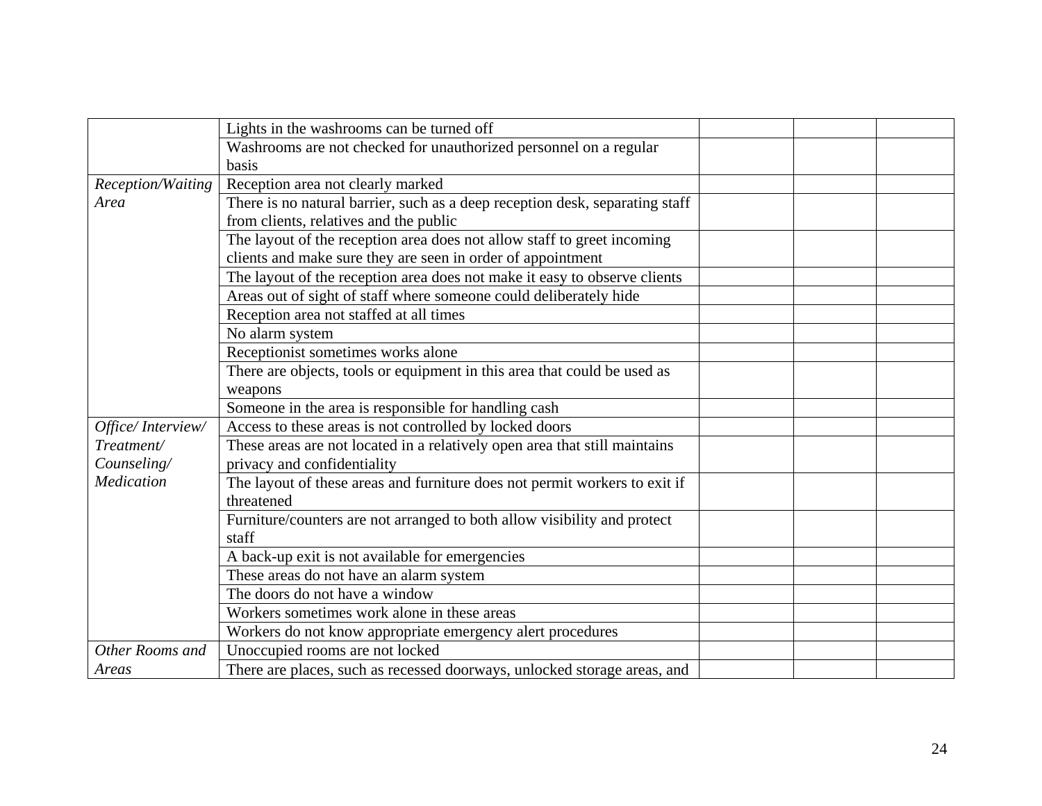| | | | | |
|---|---|---|---|---|
| | Lights in the washrooms can be turned off | | | |
| | Washrooms are not checked for unauthorized personnel on a regular basis | | | |
| *Reception/Waiting Area* | Reception area not clearly marked | | | |
| | There is no natural barrier, such as a deep reception desk, separating staff from clients, relatives and the public | | | |
| | The layout of the reception area does not allow staff to greet incoming clients and make sure they are seen in order of appointment | | | |
| | The layout of the reception area does not make it easy to observe clients | | | |
| | Areas out of sight of staff where someone could deliberately hide | | | |
| | Reception area not staffed at all times | | | |
| | No alarm system | | | |
| | Receptionist sometimes works alone | | | |
| | There are objects, tools or equipment in this area that could be used as weapons | | | |
| | Someone in the area is responsible for handling cash | | | |
| *Office/ Interview/ Treatment/ Counseling/ Medication* | Access to these areas is not controlled by locked doors | | | |
| | These areas are not located in a relatively open area that still maintains privacy and confidentiality | | | |
| | The layout of these areas and furniture does not permit workers to exit if threatened | | | |
| | Furniture/counters are not arranged to both allow visibility and protect staff | | | |
| | A back-up exit is not available for emergencies | | | |
| | These areas do not have an alarm system | | | |
| | The doors do not have a window | | | |
| | Workers sometimes work alone in these areas | | | |
| | Workers do not know appropriate emergency alert procedures | | | |
| *Other Rooms and Areas* | Unoccupied rooms are not locked | | | |
| | There are places, such as recessed doorways, unlocked storage areas, and | | | |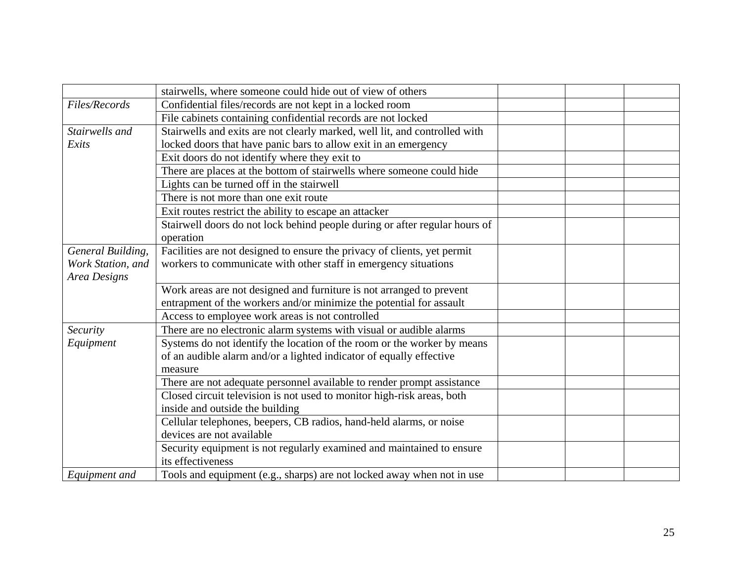| | | | | |
|---|---|---|---|---|
| | stairwells, where someone could hide out of view of others | | | |
| *Files/Records* | Confidential files/records are not kept in a locked room | | | |
| | File cabinets containing confidential records are not locked | | | |
| *Stairwells and Exits* | Stairwells and exits are not clearly marked, well lit, and controlled with locked doors that have panic bars to allow exit in an emergency | | | |
| | Exit doors do not identify where they exit to | | | |
| | There are places at the bottom of stairwells where someone could hide | | | |
| | Lights can be turned off in the stairwell | | | |
| | There is not more than one exit route | | | |
| | Exit routes restrict the ability to escape an attacker | | | |
| | Stairwell doors do not lock behind people during or after regular hours of operation | | | |
| *General Building, Work Station, and Area Designs* | Facilities are not designed to ensure the privacy of clients, yet permit workers to communicate with other staff in emergency situations | | | |
| | Work areas are not designed and furniture is not arranged to prevent entrapment of the workers and/or minimize the potential for assault | | | |
| | Access to employee work areas is not controlled | | | |
| *Security Equipment* | There are no electronic alarm systems with visual or audible alarms | | | |
| | Systems do not identify the location of the room or the worker by means of an audible alarm and/or a lighted indicator of equally effective measure | | | |
| | There are not adequate personnel available to render prompt assistance | | | |
| | Closed circuit television is not used to monitor high-risk areas, both inside and outside the building | | | |
| | Cellular telephones, beepers, CB radios, hand-held alarms, or noise devices are not available | | | |
| | Security equipment is not regularly examined and maintained to ensure its effectiveness | | | |
| *Equipment and* | Tools and equipment (e.g., sharps) are not locked away when not in use | | | |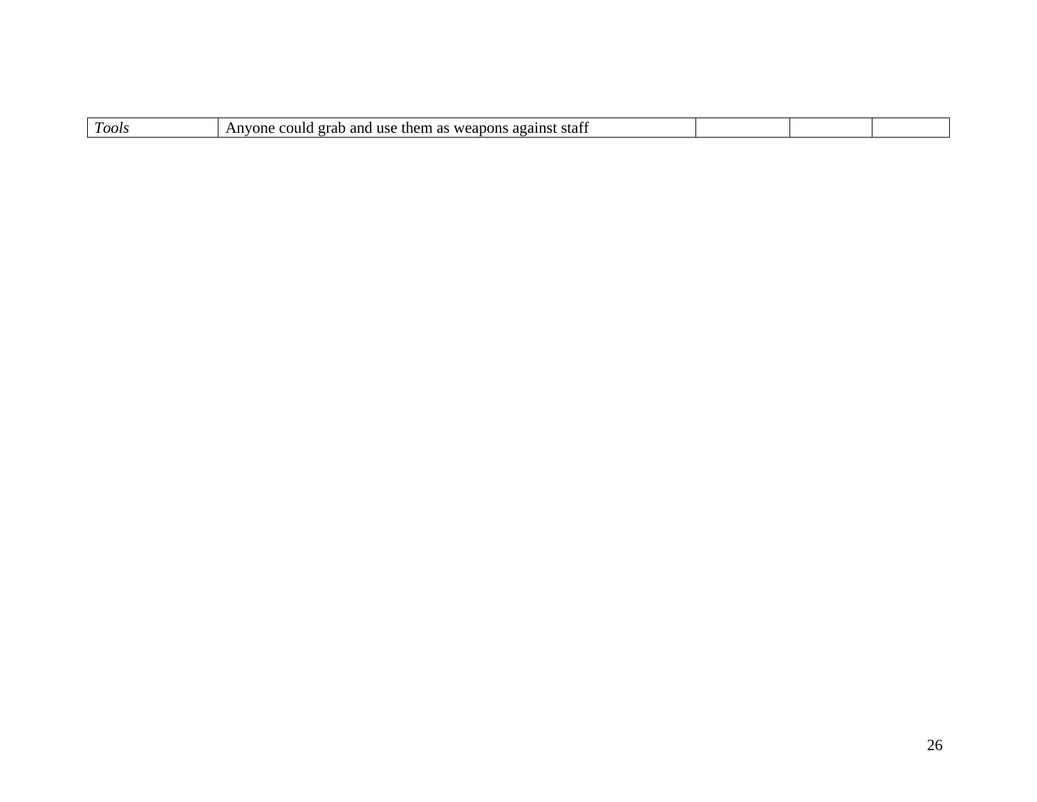| | | | | |
|---|---|---|---|---|
| *Tools* | Anyone could grab and use them as weapons against staff | | | |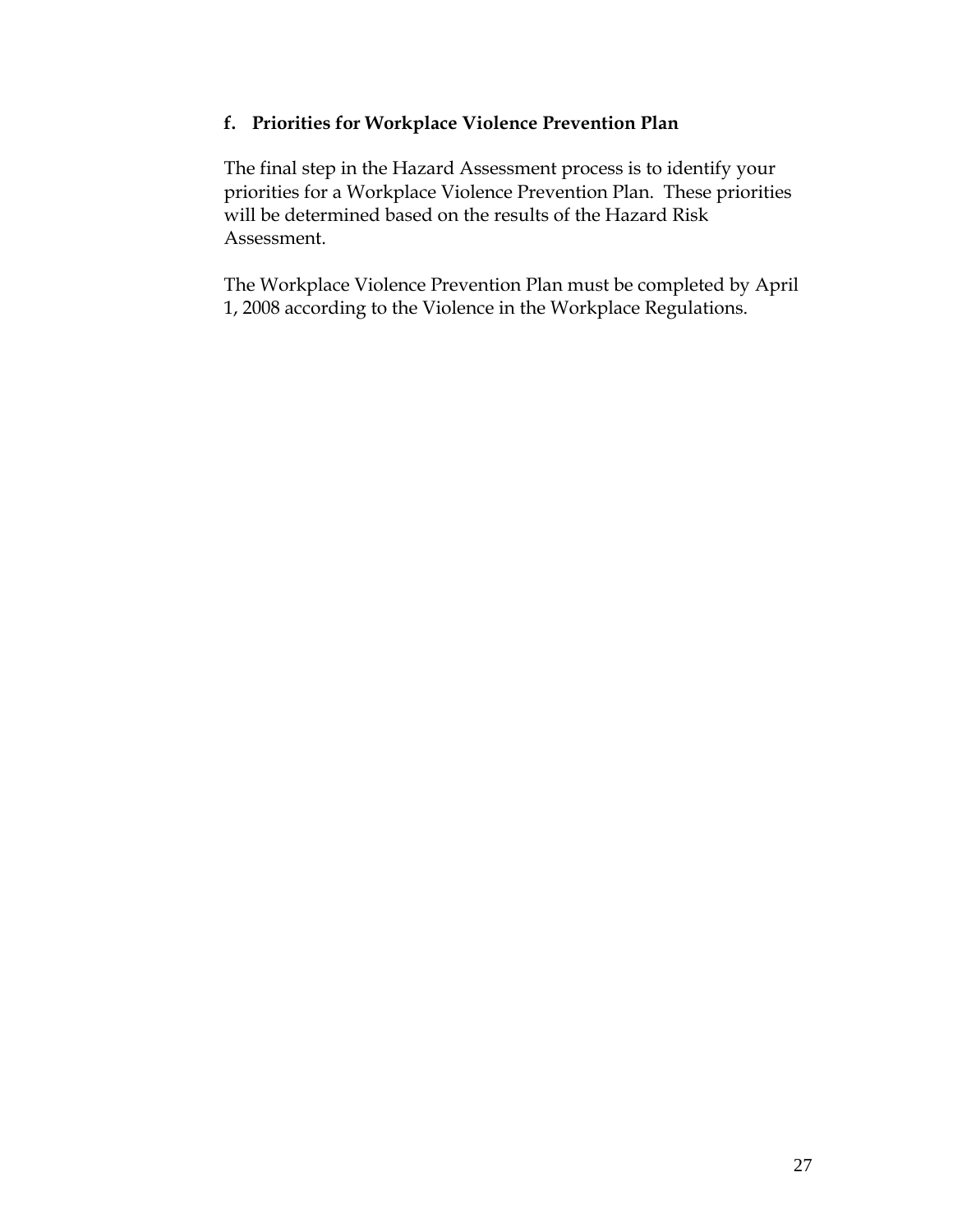### f. Priorities for Workplace Violence Prevention Plan

The final step in the Hazard Assessment process is to identify your priorities for a Workplace Violence Prevention Plan. These priorities will be determined based on the results of the Hazard Risk Assessment.

The Workplace Violence Prevention Plan must be completed by April 1, 2008 according to the Violence in the Workplace Regulations.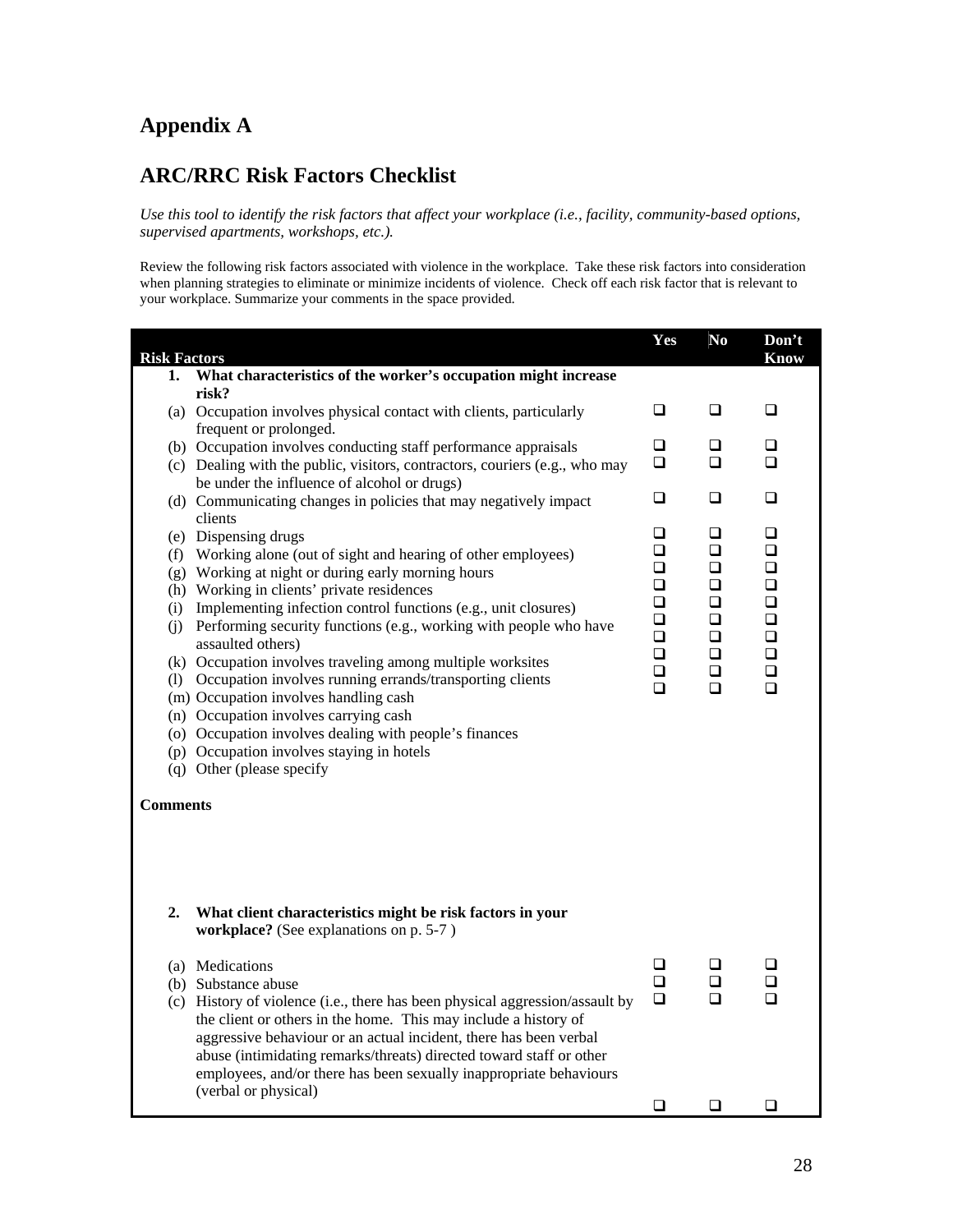## Appendix A

## ARC/RRC Risk Factors Checklist

*Use this tool to identify the risk factors that affect your workplace (i.e., facility, community-based options, supervised apartments, workshops, etc.).*

Review the following risk factors associated with violence in the workplace. Take these risk factors into consideration when planning strategies to eliminate or minimize incidents of violence. Check off each risk factor that is relevant to your workplace. Summarize your comments in the space provided.

| Risk Factors | Yes | No | Don't Know |
|---|---|---|---|
| **1. What characteristics of the worker's occupation might increase risk?** | | | |
| (a) Occupation involves physical contact with clients, particularly frequent or prolonged. | ❑ | ❑ | ❑ |
| (b) Occupation involves conducting staff performance appraisals | ❑ | ❑ | ❑ |
| (c) Dealing with the public, visitors, contractors, couriers (e.g., who may be under the influence of alcohol or drugs) | ❑ | ❑ | ❑ |
| (d) Communicating changes in policies that may negatively impact clients | ❑ | ❑ | ❑ |
| (e) Dispensing drugs | ❑ | ❑ | ❑ |
| (f) Working alone (out of sight and hearing of other employees) | ❑ | ❑ | ❑ |
| (g) Working at night or during early morning hours | ❑ | ❑ | ❑ |
| (h) Working in clients' private residences | ❑ | ❑ | ❑ |
| (i) Implementing infection control functions (e.g., unit closures) | ❑ | ❑ | ❑ |
| (j) Performing security functions (e.g., working with people who have assaulted others) | ❑ | ❑ | ❑ |
| (k) Occupation involves traveling among multiple worksites | ❑ | ❑ | ❑ |
| (l) Occupation involves running errands/transporting clients | ❑ | ❑ | ❑ |
| (m) Occupation involves handling cash | ❑ | ❑ | ❑ |
| (n) Occupation involves carrying cash | ❑ | ❑ | ❑ |
| (o) Occupation involves dealing with people's finances | | | |
| (p) Occupation involves staying in hotels | | | |
| (q) Other (please specify | | | |
| **Comments** | | | |
| **2. What client characteristics might be risk factors in your workplace?** (See explanations on p. 5-7 ) | | | |
| (a) Medications | ❑ | ❑ | ❑ |
| (b) Substance abuse | ❑ | ❑ | ❑ |
| (c) History of violence (i.e., there has been physical aggression/assault by the client or others in the home. This may include a history of aggressive behaviour or an actual incident, there has been verbal abuse (intimidating remarks/threats) directed toward staff or other employees, and/or there has been sexually inappropriate behaviours (verbal or physical) | ❑ | ❑ | ❑ |
| | ❑ | ❑ | ❑ |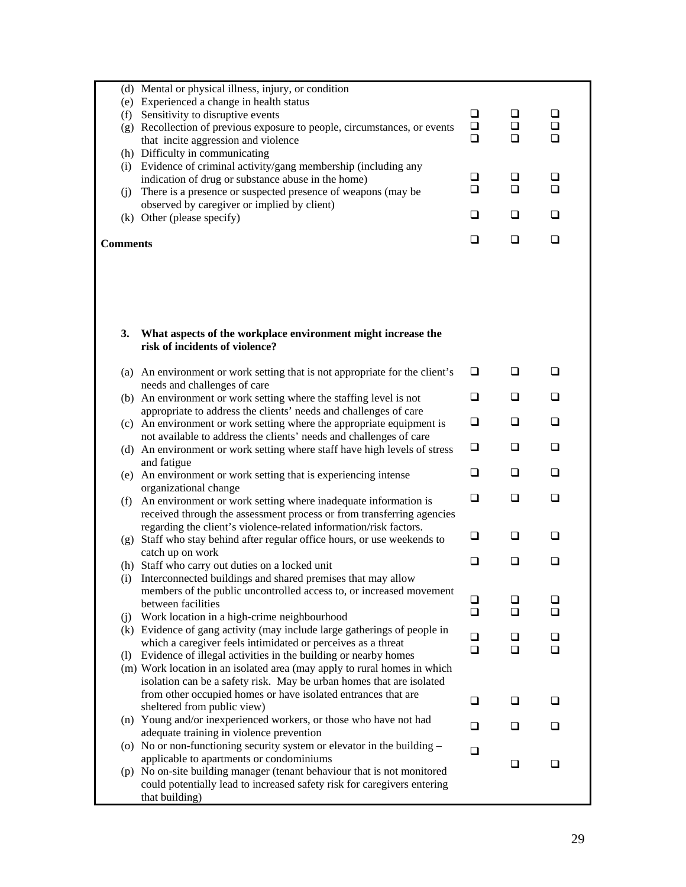| | | | |
|---|---|---|---|
| (d) Mental or physical illness, injury, or condition | | | |
| (e) Experienced a change in health status | | | |
| (f) Sensitivity to disruptive events | ❑ | ❑ | ❑ |
| (g) Recollection of previous exposure to people, circumstances, or events that incite aggression and violence | ❑ | ❑ | ❑ |
| (h) Difficulty in communicating | ❑ | ❑ | ❑ |
| (i) Evidence of criminal activity/gang membership (including any indication of drug or substance abuse in the home) | ❑ | ❑ | ❑ |
| (j) There is a presence or suspected presence of weapons (may be observed by caregiver or implied by client) | ❑ | ❑ | ❑ |
| (k) Other (please specify) | ❑ | ❑ | ❑ |
| | ❑ | ❑ | ❑ |

**Comments**

**3. What aspects of the workplace environment might increase the risk of incidents of violence?**

| | | | |
|---|---|---|---|
| (a) An environment or work setting that is not appropriate for the client's needs and challenges of care | ❑ | ❑ | ❑ |
| (b) An environment or work setting where the staffing level is not appropriate to address the clients' needs and challenges of care | ❑ | ❑ | ❑ |
| (c) An environment or work setting where the appropriate equipment is not available to address the clients' needs and challenges of care | ❑ | ❑ | ❑ |
| (d) An environment or work setting where staff have high levels of stress and fatigue | ❑ | ❑ | ❑ |
| (e) An environment or work setting that is experiencing intense organizational change | ❑ | ❑ | ❑ |
| (f) An environment or work setting where inadequate information is received through the assessment process or from transferring agencies regarding the client's violence-related information/risk factors. | ❑ | ❑ | ❑ |
| (g) Staff who stay behind after regular office hours, or use weekends to catch up on work | ❑ | ❑ | ❑ |
| (h) Staff who carry out duties on a locked unit | ❑ | ❑ | ❑ |
| (i) Interconnected buildings and shared premises that may allow members of the public uncontrolled access to, or increased movement between facilities | ❑ | ❑ | ❑ |
| (j) Work location in a high-crime neighbourhood | ❑ | ❑ | ❑ |
| (k) Evidence of gang activity (may include large gatherings of people in which a caregiver feels intimidated or perceives as a threat | ❑ | ❑ | ❑ |
| (l) Evidence of illegal activities in the building or nearby homes | ❑ | ❑ | ❑ |
| (m) Work location in an isolated area (may apply to rural homes in which isolation can be a safety risk. May be urban homes that are isolated from other occupied homes or have isolated entrances that are sheltered from public view) | ❑ | ❑ | ❑ |
| (n) Young and/or inexperienced workers, or those who have not had adequate training in violence prevention | ❑ | ❑ | ❑ |
| (o) No or non-functioning security system or elevator in the building – applicable to apartments or condominiums | ❑ | | |
| (p) No on-site building manager (tenant behaviour that is not monitored could potentially lead to increased safety risk for caregivers entering that building) | | ❑ | ❑ |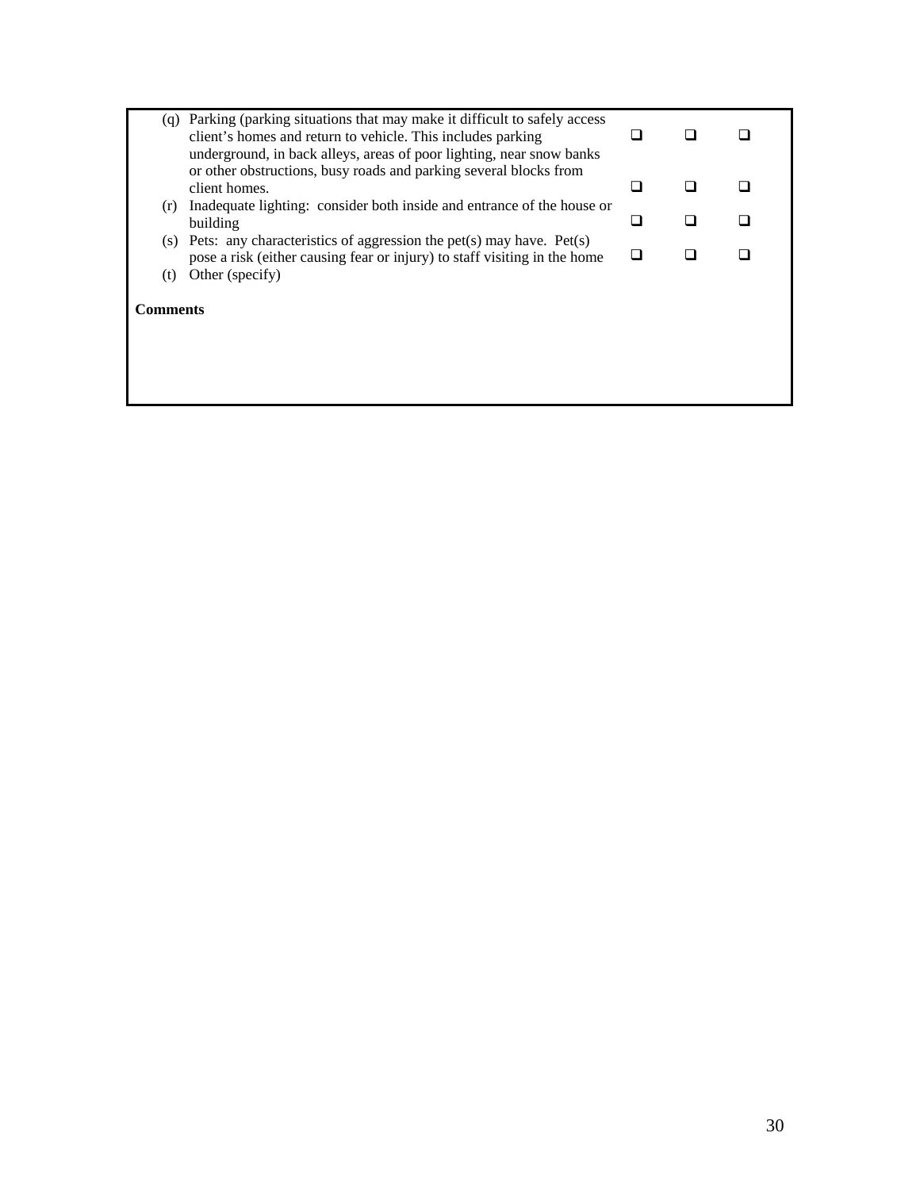| Item | | | |
|---|---|---|---|
| (q) Parking (parking situations that may make it difficult to safely access client's homes and return to vehicle. This includes parking underground, in back alleys, areas of poor lighting, near snow banks or other obstructions, busy roads and parking several blocks from client homes. | ❑ | ❑ | ❑ |
| | ❑ | ❑ | ❑ |
| (r) Inadequate lighting: consider both inside and entrance of the house or building | ❑ | ❑ | ❑ |
| (s) Pets: any characteristics of aggression the pet(s) may have. Pet(s) pose a risk (either causing fear or injury) to staff visiting in the home | ❑ | ❑ | ❑ |
| (t) Other (specify) | | | |

**Comments**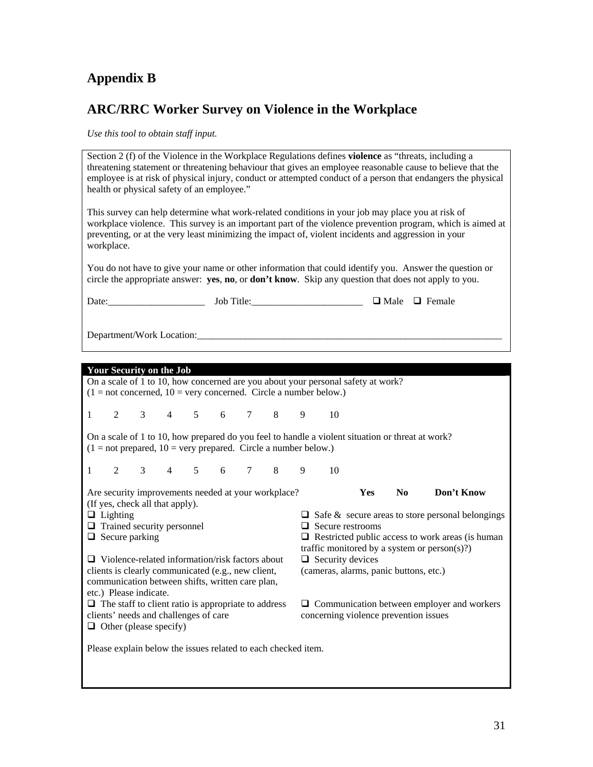## Appendix B

## ARC/RRC Worker Survey on Violence in the Workplace

*Use this tool to obtain staff input.*

Section 2 (f) of the Violence in the Workplace Regulations defines **violence** as "threats, including a threatening statement or threatening behaviour that gives an employee reasonable cause to believe that the employee is at risk of physical injury, conduct or attempted conduct of a person that endangers the physical health or physical safety of an employee."

This survey can help determine what work-related conditions in your job may place you at risk of workplace violence. This survey is an important part of the violence prevention program, which is aimed at preventing, or at the very least minimizing the impact of, violent incidents and aggression in your workplace.

You do not have to give your name or other information that could identify you. Answer the question or circle the appropriate answer: **yes**, **no**, or **don't know**. Skip any question that does not apply to you.

Date:____________________ Job Title:_______________________ ☐ Male ☐ Female

Department/Work Location:_________________________________________________________________

**Your Security on the Job**

On a scale of 1 to 10, how concerned are you about your personal safety at work?
(1 = not concerned, 10 = very concerned. Circle a number below.)

1 2 3 4 5 6 7 8 9 10

On a scale of 1 to 10, how prepared do you feel to handle a violent situation or threat at work?
(1 = not prepared, 10 = very prepared. Circle a number below.)

1 2 3 4 5 6 7 8 9 10

Are security improvements needed at your workplace? **Yes** **No** **Don't Know**
(If yes, check all that apply).

- ☐ Lighting
- ☐ Trained security personnel
- ☐ Secure parking
- ☐ Violence-related information/risk factors about clients is clearly communicated (e.g., new client, communication between shifts, written care plan, etc.) Please indicate.
- ☐ The staff to client ratio is appropriate to address clients' needs and challenges of care
- ☐ Other (please specify)
- ☐ Safe & secure areas to store personal belongings
- ☐ Secure restrooms
- ☐ Restricted public access to work areas (is human traffic monitored by a system or person(s)?)
- ☐ Security devices (cameras, alarms, panic buttons, etc.)
- ☐ Communication between employer and workers concerning violence prevention issues

Please explain below the issues related to each checked item.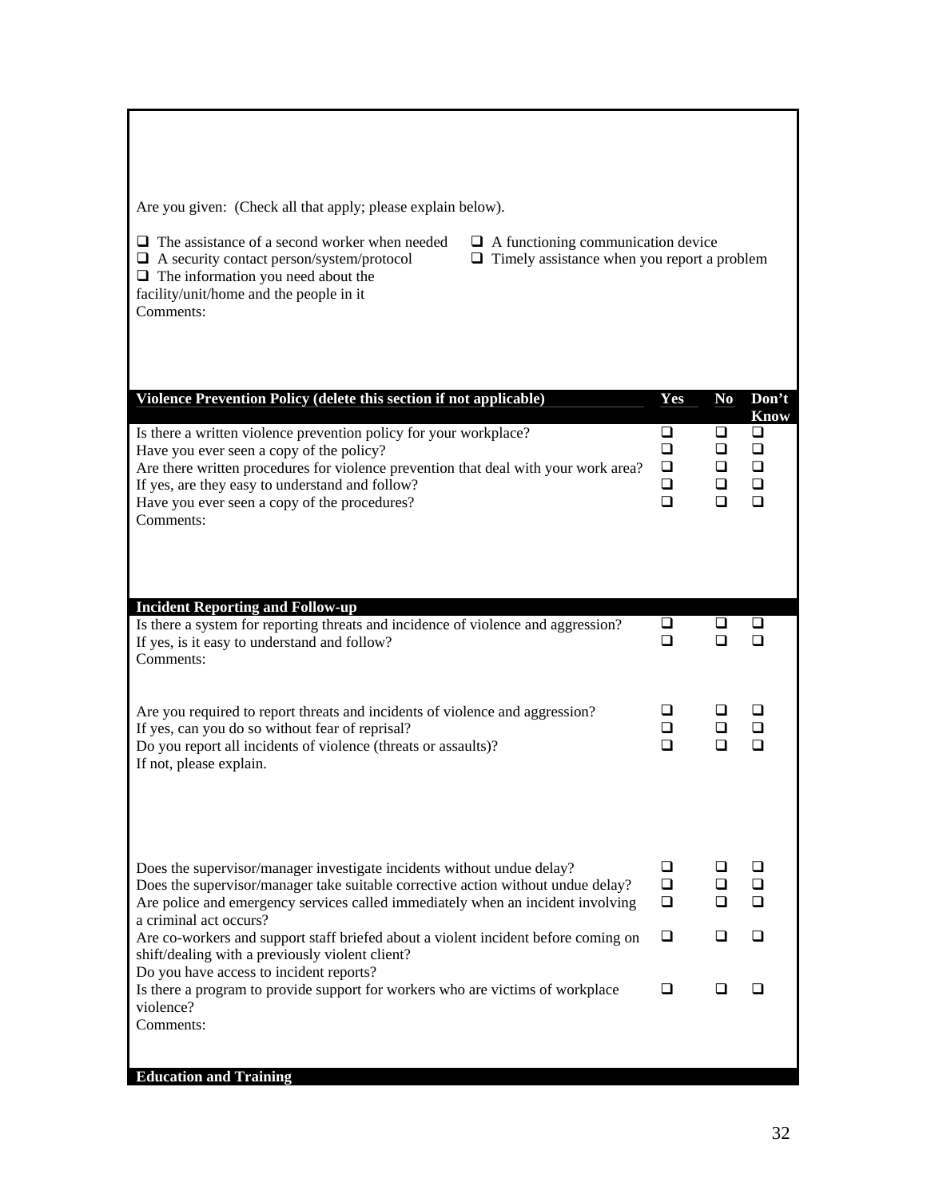Are you given: (Check all that apply; please explain below).

- ❑ The assistance of a second worker when needed
- ❑ A functioning communication device
- ❑ A security contact person/system/protocol
- ❑ Timely assistance when you report a problem
- ❑ The information you need about the facility/unit/home and the people in it

Comments:

| **Violence Prevention Policy (delete this section if not applicable)** | **Yes** | **No** | **Don't Know** |
|---|---|---|---|
| Is there a written violence prevention policy for your workplace? | ❑ | ❑ | ❑ |
| Have you ever seen a copy of the policy? | ❑ | ❑ | ❑ |
| Are there written procedures for violence prevention that deal with your work area? | ❑ | ❑ | ❑ |
| If yes, are they easy to understand and follow? | ❑ | ❑ | ❑ |
| Have you ever seen a copy of the procedures? | ❑ | ❑ | ❑ |

Comments:

| **Incident Reporting and Follow-up** | | | |
|---|---|---|---|
| Is there a system for reporting threats and incidence of violence and aggression? | ❑ | ❑ | ❑ |
| If yes, is it easy to understand and follow? | ❑ | ❑ | ❑ |

Comments:

| | | | |
|---|---|---|---|
| Are you required to report threats and incidents of violence and aggression? | ❑ | ❑ | ❑ |
| If yes, can you do so without fear of reprisal? | ❑ | ❑ | ❑ |
| Do you report all incidents of violence (threats or assaults)? | ❑ | ❑ | ❑ |

If not, please explain.

| | | | |
|---|---|---|---|
| Does the supervisor/manager investigate incidents without undue delay? | ❑ | ❑ | ❑ |
| Does the supervisor/manager take suitable corrective action without undue delay? | ❑ | ❑ | ❑ |
| Are police and emergency services called immediately when an incident involving a criminal act occurs? | ❑ | ❑ | ❑ |
| Are co-workers and support staff briefed about a violent incident before coming on shift/dealing with a previously violent client? | ❑ | ❑ | ❑ |
| Do you have access to incident reports? | | | |
| Is there a program to provide support for workers who are victims of workplace violence? | ❑ | ❑ | ❑ |

Comments:

**Education and Training**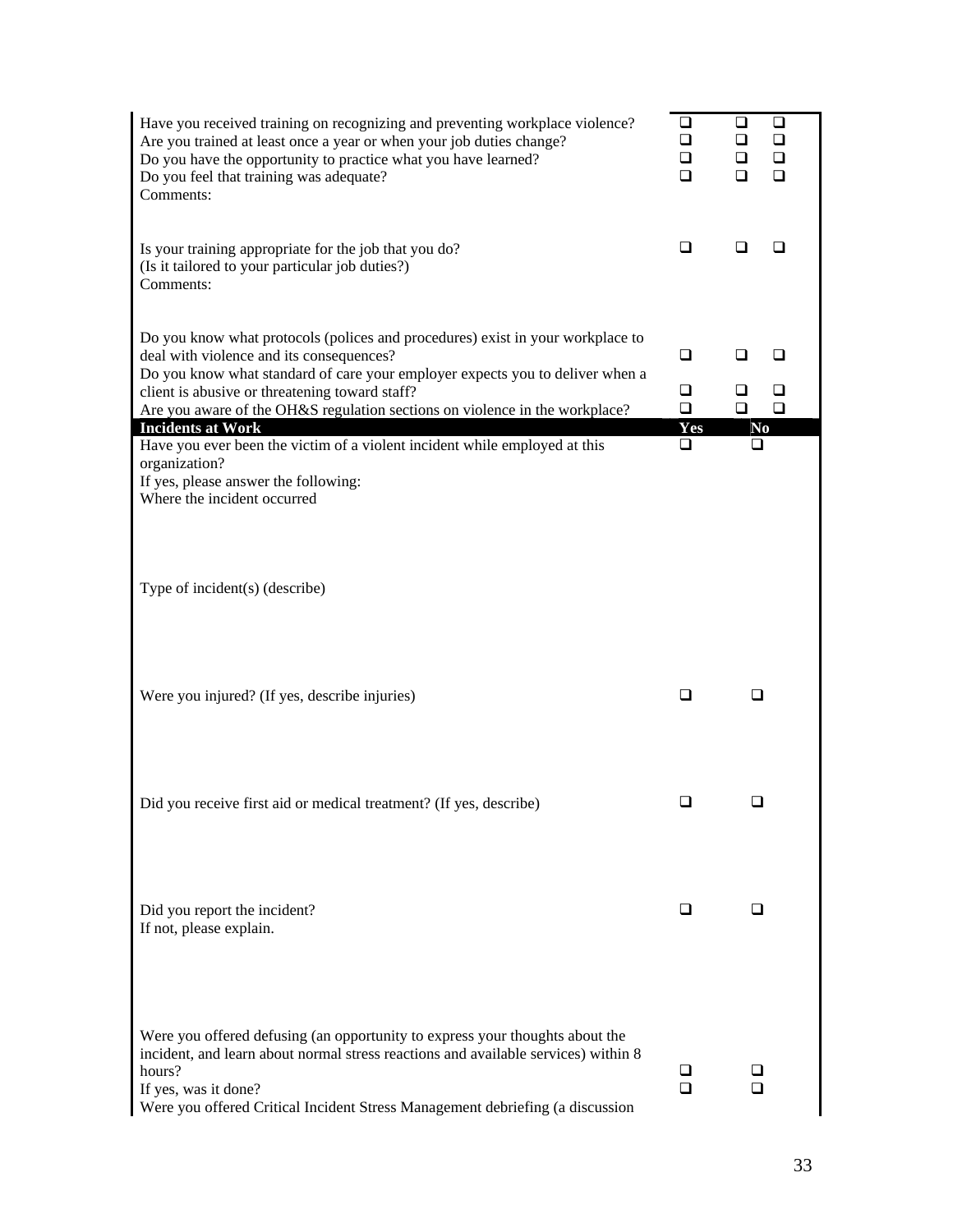| | | | |
|---|---|---|---|
| Have you received training on recognizing and preventing workplace violence? | ❑ | ❑ | ❑ |
| Are you trained at least once a year or when your job duties change? | ❑ | ❑ | ❑ |
| Do you have the opportunity to practice what you have learned? | ❑ | ❑ | ❑ |
| Do you feel that training was adequate? | ❑ | ❑ | ❑ |
| Comments: | | | |
| Is your training appropriate for the job that you do? (Is it tailored to your particular job duties?) | ❑ | ❑ | ❑ |
| Comments: | | | |
| Do you know what protocols (polices and procedures) exist in your workplace to deal with violence and its consequences? | ❑ | ❑ | ❑ |
| Do you know what standard of care your employer expects you to deliver when a client is abusive or threatening toward staff? | ❑ | ❑ | ❑ |
| Are you aware of the OH&S regulation sections on violence in the workplace? | ❑ | ❑ | ❑ |

| **Incidents at Work** | **Yes** | **No** |
|---|---|---|
| Have you ever been the victim of a violent incident while employed at this organization? | ❑ | ❑ |
| If yes, please answer the following: | | |
| Where the incident occurred | | |
| Type of incident(s) (describe) | | |
| Were you injured? (If yes, describe injuries) | ❑ | ❑ |
| Did you receive first aid or medical treatment? (If yes, describe) | ❑ | ❑ |
| Did you report the incident? If not, please explain. | ❑ | ❑ |
| Were you offered defusing (an opportunity to express your thoughts about the incident, and learn about normal stress reactions and available services) within 8 hours? | ❑ | ❑ |
| If yes, was it done? | ❑ | ❑ |
| Were you offered Critical Incident Stress Management debriefing (a discussion | | |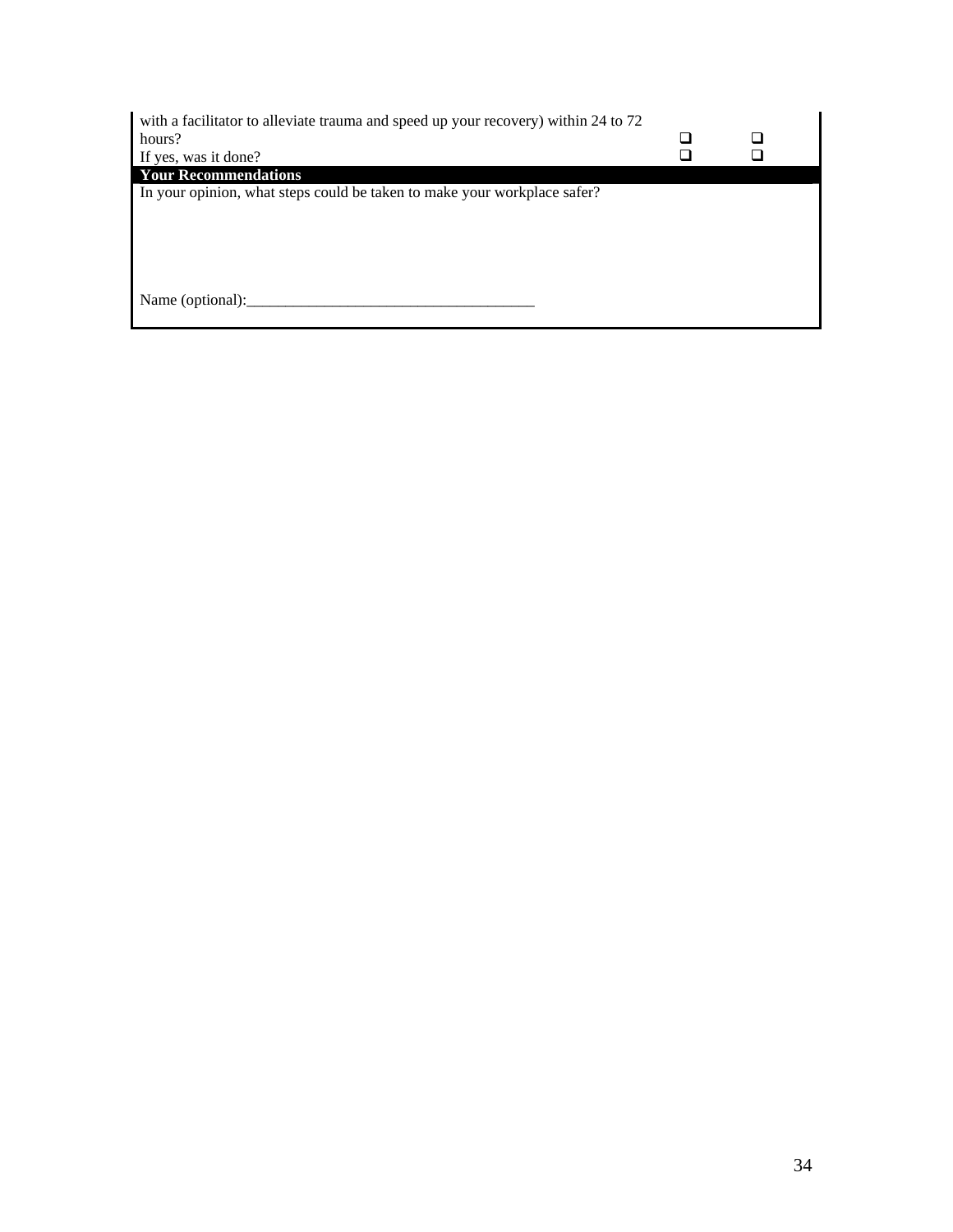| | | |
|---|---|---|
| with a facilitator to alleviate trauma and speed up your recovery) within 24 to 72 hours? | ❑ | ❑ |
| If yes, was it done? | ❑ | ❑ |
| **Your Recommendations** | | |
| In your opinion, what steps could be taken to make your workplace safer? | | |
| Name (optional):_____________________________________ | | |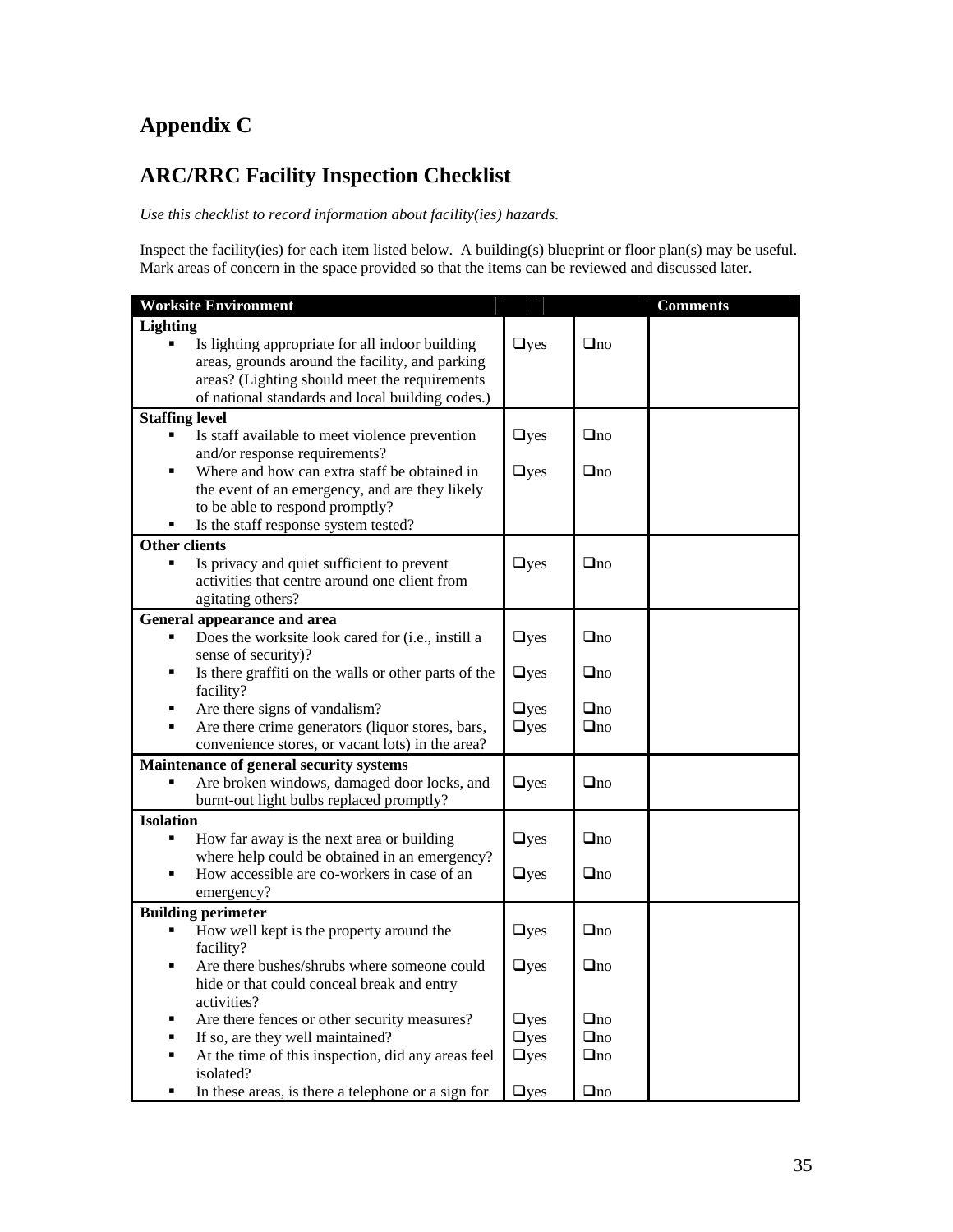## Appendix C

## ARC/RRC Facility Inspection Checklist

*Use this checklist to record information about facility(ies) hazards.*

Inspect the facility(ies) for each item listed below. A building(s) blueprint or floor plan(s) may be useful. Mark areas of concern in the space provided so that the items can be reviewed and discussed later.

| Worksite Environment | | | Comments |
|---|---|---|---|
| **Lighting** | | | |
| ▪ Is lighting appropriate for all indoor building areas, grounds around the facility, and parking areas? (Lighting should meet the requirements of national standards and local building codes.) | ❑yes | ❑no | |
| **Staffing level** | | | |
| ▪ Is staff available to meet violence prevention and/or response requirements? | ❑yes | ❑no | |
| ▪ Where and how can extra staff be obtained in the event of an emergency, and are they likely to be able to respond promptly? | ❑yes | ❑no | |
| ▪ Is the staff response system tested? | | | |
| **Other clients** | | | |
| ▪ Is privacy and quiet sufficient to prevent activities that centre around one client from agitating others? | ❑yes | ❑no | |
| **General appearance and area** | | | |
| ▪ Does the worksite look cared for (i.e., instill a sense of security)? | ❑yes | ❑no | |
| ▪ Is there graffiti on the walls or other parts of the facility? | ❑yes | ❑no | |
| ▪ Are there signs of vandalism? | ❑yes | ❑no | |
| ▪ Are there crime generators (liquor stores, bars, convenience stores, or vacant lots) in the area? | ❑yes | ❑no | |
| **Maintenance of general security systems** | | | |
| ▪ Are broken windows, damaged door locks, and burnt-out light bulbs replaced promptly? | ❑yes | ❑no | |
| **Isolation** | | | |
| ▪ How far away is the next area or building where help could be obtained in an emergency? | ❑yes | ❑no | |
| ▪ How accessible are co-workers in case of an emergency? | ❑yes | ❑no | |
| **Building perimeter** | | | |
| ▪ How well kept is the property around the facility? | ❑yes | ❑no | |
| ▪ Are there bushes/shrubs where someone could hide or that could conceal break and entry activities? | ❑yes | ❑no | |
| ▪ Are there fences or other security measures? | ❑yes | ❑no | |
| ▪ If so, are they well maintained? | ❑yes | ❑no | |
| ▪ At the time of this inspection, did any areas feel isolated? | ❑yes | ❑no | |
| ▪ In these areas, is there a telephone or a sign for | ❑yes | ❑no | |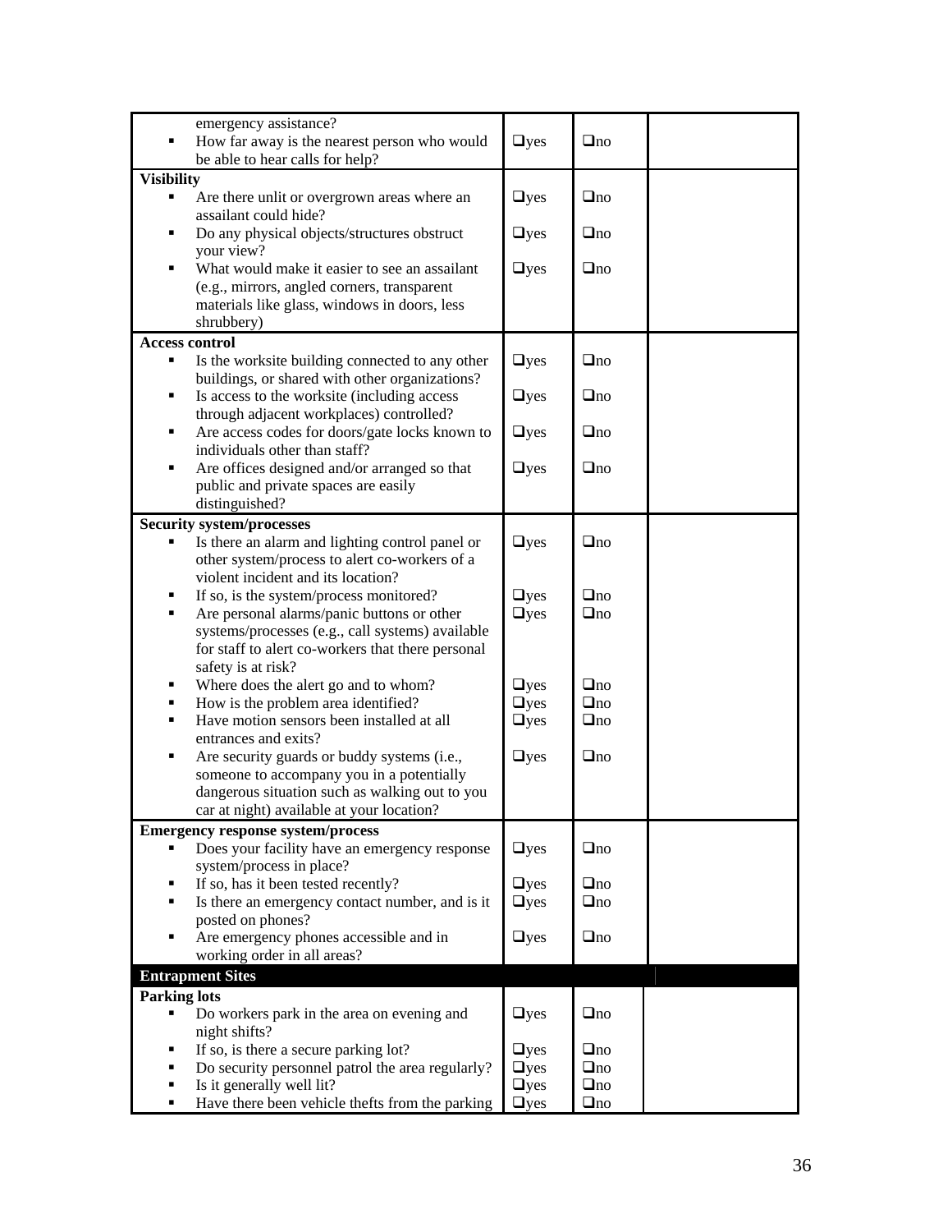| | | | |
|---|---|---|---|
| emergency assistance? | | | |
| ▪ How far away is the nearest person who would be able to hear calls for help? | ❑yes | ❑no | |
| **Visibility** | | | |
| ▪ Are there unlit or overgrown areas where an assailant could hide? | ❑yes | ❑no | |
| ▪ Do any physical objects/structures obstruct your view? | ❑yes | ❑no | |
| ▪ What would make it easier to see an assailant (e.g., mirrors, angled corners, transparent materials like glass, windows in doors, less shrubbery) | ❑yes | ❑no | |
| **Access control** | | | |
| ▪ Is the worksite building connected to any other buildings, or shared with other organizations? | ❑yes | ❑no | |
| ▪ Is access to the worksite (including access through adjacent workplaces) controlled? | ❑yes | ❑no | |
| ▪ Are access codes for doors/gate locks known to individuals other than staff? | ❑yes | ❑no | |
| ▪ Are offices designed and/or arranged so that public and private spaces are easily distinguished? | ❑yes | ❑no | |
| **Security system/processes** | | | |
| ▪ Is there an alarm and lighting control panel or other system/process to alert co-workers of a violent incident and its location? | ❑yes | ❑no | |
| ▪ If so, is the system/process monitored? | ❑yes | ❑no | |
| ▪ Are personal alarms/panic buttons or other systems/processes (e.g., call systems) available for staff to alert co-workers that there personal safety is at risk? | ❑yes | ❑no | |
| ▪ Where does the alert go and to whom? | ❑yes | ❑no | |
| ▪ How is the problem area identified? | ❑yes | ❑no | |
| ▪ Have motion sensors been installed at all entrances and exits? | ❑yes | ❑no | |
| ▪ Are security guards or buddy systems (i.e., someone to accompany you in a potentially dangerous situation such as walking out to you car at night) available at your location? | ❑yes | ❑no | |
| **Emergency response system/process** | | | |
| ▪ Does your facility have an emergency response system/process in place? | ❑yes | ❑no | |
| ▪ If so, has it been tested recently? | ❑yes | ❑no | |
| ▪ Is there an emergency contact number, and is it posted on phones? | ❑yes | ❑no | |
| ▪ Are emergency phones accessible and in working order in all areas? | ❑yes | ❑no | |
| **Entrapment Sites** | | | |
| **Parking lots** | | | |
| ▪ Do workers park in the area on evening and night shifts? | ❑yes | ❑no | |
| ▪ If so, is there a secure parking lot? | ❑yes | ❑no | |
| ▪ Do security personnel patrol the area regularly? | ❑yes | ❑no | |
| ▪ Is it generally well lit? | ❑yes | ❑no | |
| ▪ Have there been vehicle thefts from the parking | ❑yes | ❑no | |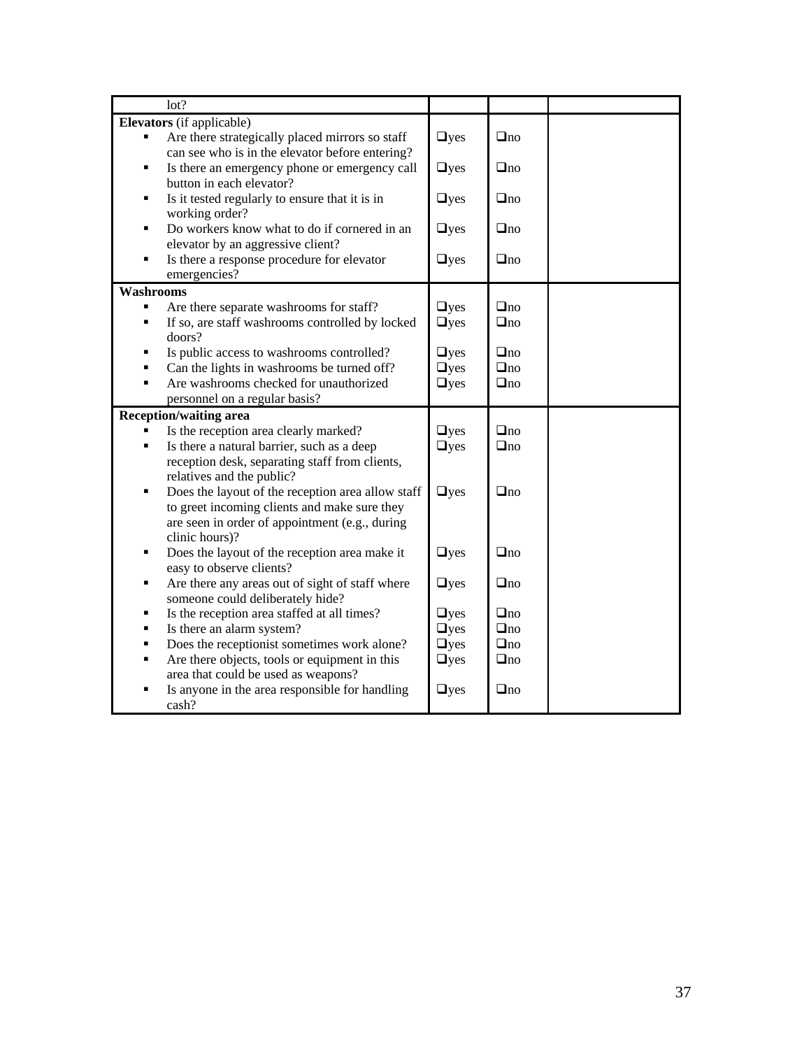| | | | |
|---|---|---|---|
| lot? | | | |
| **Elevators** (if applicable) | | | |
| ▪ Are there strategically placed mirrors so staff can see who is in the elevator before entering? | ❑yes | ❑no | |
| ▪ Is there an emergency phone or emergency call button in each elevator? | ❑yes | ❑no | |
| ▪ Is it tested regularly to ensure that it is in working order? | ❑yes | ❑no | |
| ▪ Do workers know what to do if cornered in an elevator by an aggressive client? | ❑yes | ❑no | |
| ▪ Is there a response procedure for elevator emergencies? | ❑yes | ❑no | |
| **Washrooms** | | | |
| ▪ Are there separate washrooms for staff? | ❑yes | ❑no | |
| ▪ If so, are staff washrooms controlled by locked doors? | ❑yes | ❑no | |
| ▪ Is public access to washrooms controlled? | ❑yes | ❑no | |
| ▪ Can the lights in washrooms be turned off? | ❑yes | ❑no | |
| ▪ Are washrooms checked for unauthorized personnel on a regular basis? | ❑yes | ❑no | |
| **Reception/waiting area** | | | |
| ▪ Is the reception area clearly marked? | ❑yes | ❑no | |
| ▪ Is there a natural barrier, such as a deep reception desk, separating staff from clients, relatives and the public? | ❑yes | ❑no | |
| ▪ Does the layout of the reception area allow staff to greet incoming clients and make sure they are seen in order of appointment (e.g., during clinic hours)? | ❑yes | ❑no | |
| ▪ Does the layout of the reception area make it easy to observe clients? | ❑yes | ❑no | |
| ▪ Are there any areas out of sight of staff where someone could deliberately hide? | ❑yes | ❑no | |
| ▪ Is the reception area staffed at all times? | ❑yes | ❑no | |
| ▪ Is there an alarm system? | ❑yes | ❑no | |
| ▪ Does the receptionist sometimes work alone? | ❑yes | ❑no | |
| ▪ Are there objects, tools or equipment in this area that could be used as weapons? | ❑yes | ❑no | |
| ▪ Is anyone in the area responsible for handling cash? | ❑yes | ❑no | |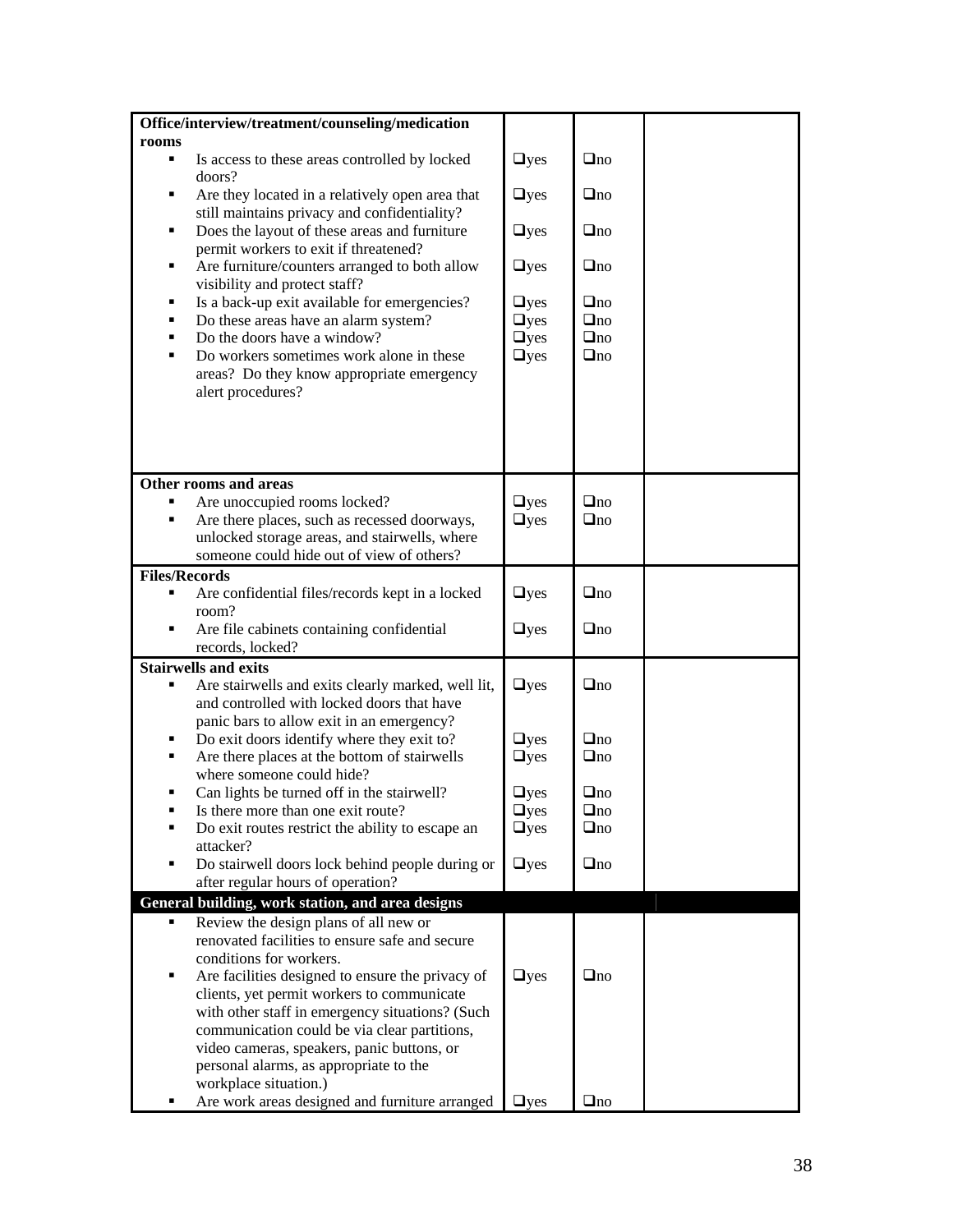| | | | |
|---|---|---|---|
| **Office/interview/treatment/counseling/medication rooms** | | | |
| ▪ Is access to these areas controlled by locked doors? | ❑yes | ❑no | |
| ▪ Are they located in a relatively open area that still maintains privacy and confidentiality? | ❑yes | ❑no | |
| ▪ Does the layout of these areas and furniture permit workers to exit if threatened? | ❑yes | ❑no | |
| ▪ Are furniture/counters arranged to both allow visibility and protect staff? | ❑yes | ❑no | |
| ▪ Is a back-up exit available for emergencies? | ❑yes | ❑no | |
| ▪ Do these areas have an alarm system? | ❑yes | ❑no | |
| ▪ Do the doors have a window? | ❑yes | ❑no | |
| ▪ Do workers sometimes work alone in these areas? Do they know appropriate emergency alert procedures? | ❑yes | ❑no | |
| **Other rooms and areas** | | | |
| ▪ Are unoccupied rooms locked? | ❑yes | ❑no | |
| ▪ Are there places, such as recessed doorways, unlocked storage areas, and stairwells, where someone could hide out of view of others? | ❑yes | ❑no | |
| **Files/Records** | | | |
| ▪ Are confidential files/records kept in a locked room? | ❑yes | ❑no | |
| ▪ Are file cabinets containing confidential records, locked? | ❑yes | ❑no | |
| **Stairwells and exits** | | | |
| ▪ Are stairwells and exits clearly marked, well lit, and controlled with locked doors that have panic bars to allow exit in an emergency? | ❑yes | ❑no | |
| ▪ Do exit doors identify where they exit to? | ❑yes | ❑no | |
| ▪ Are there places at the bottom of stairwells where someone could hide? | ❑yes | ❑no | |
| ▪ Can lights be turned off in the stairwell? | ❑yes | ❑no | |
| ▪ Is there more than one exit route? | ❑yes | ❑no | |
| ▪ Do exit routes restrict the ability to escape an attacker? | ❑yes | ❑no | |
| ▪ Do stairwell doors lock behind people during or after regular hours of operation? | ❑yes | ❑no | |
| **General building, work station, and area designs** | | | |
| ▪ Review the design plans of all new or renovated facilities to ensure safe and secure conditions for workers. | | | |
| ▪ Are facilities designed to ensure the privacy of clients, yet permit workers to communicate with other staff in emergency situations? (Such communication could be via clear partitions, video cameras, speakers, panic buttons, or personal alarms, as appropriate to the workplace situation.) | ❑yes | ❑no | |
| ▪ Are work areas designed and furniture arranged | ❑yes | ❑no | |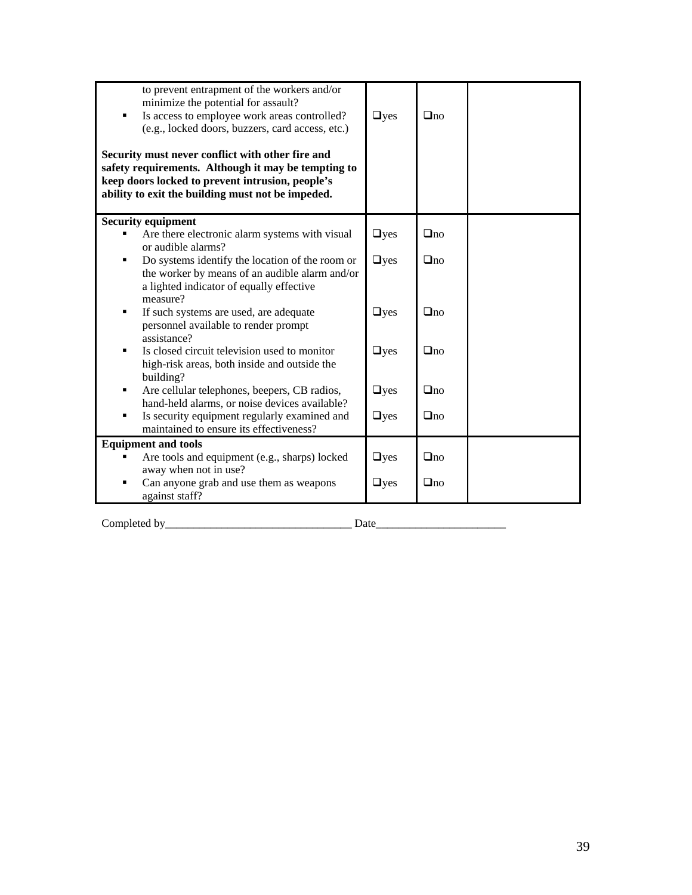| | | | |
|---|---|---|---|
| to prevent entrapment of the workers and/or minimize the potential for assault?<br>▪ Is access to employee work areas controlled? (e.g., locked doors, buzzers, card access, etc.)<br><br>**Security must never conflict with other fire and safety requirements. Although it may be tempting to keep doors locked to prevent intrusion, people's ability to exit the building must not be impeded.** | ❑yes | ❑no | |
| **Security equipment**<br>▪ Are there electronic alarm systems with visual or audible alarms? | ❑yes | ❑no | |
| ▪ Do systems identify the location of the room or the worker by means of an audible alarm and/or a lighted indicator of equally effective measure? | ❑yes | ❑no | |
| ▪ If such systems are used, are adequate personnel available to render prompt assistance? | ❑yes | ❑no | |
| ▪ Is closed circuit television used to monitor high-risk areas, both inside and outside the building? | ❑yes | ❑no | |
| ▪ Are cellular telephones, beepers, CB radios, hand-held alarms, or noise devices available? | ❑yes | ❑no | |
| ▪ Is security equipment regularly examined and maintained to ensure its effectiveness? | ❑yes | ❑no | |
| **Equipment and tools**<br>▪ Are tools and equipment (e.g., sharps) locked away when not in use? | ❑yes | ❑no | |
| ▪ Can anyone grab and use them as weapons against staff? | ❑yes | ❑no | |

Completed by_________________________________ Date_______________________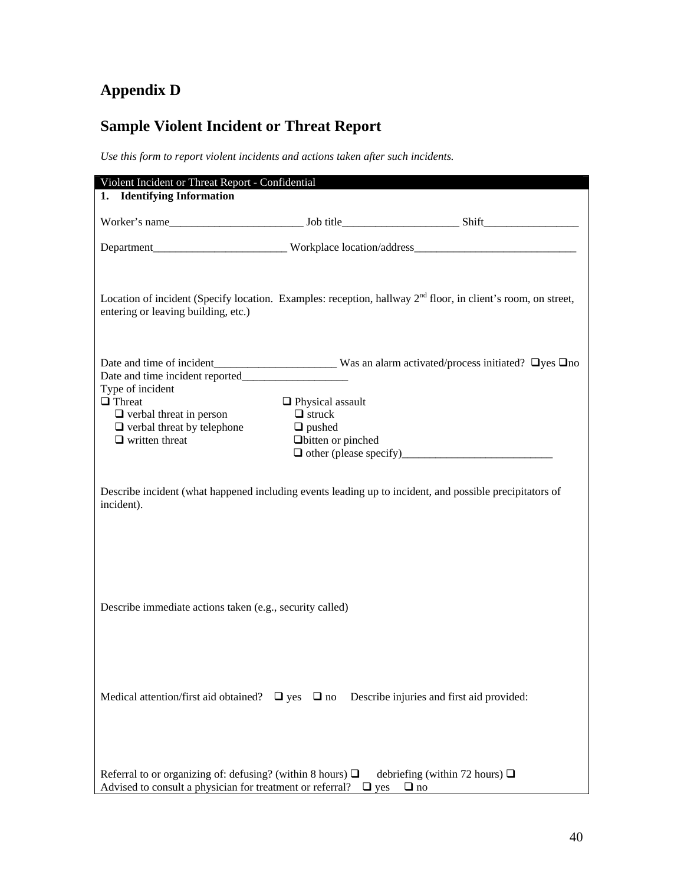# Appendix D

## Sample Violent Incident or Threat Report

*Use this form to report violent incidents and actions taken after such incidents.*

**Violent Incident or Threat Report - Confidential**

**1. Identifying Information**

Worker's name________________________ Job title_____________________ Shift_________________

Department________________________ Workplace location/address_____________________________

Location of incident (Specify location. Examples: reception, hallway 2nd floor, in client's room, on street, entering or leaving building, etc.)

Date and time of incident______________________ Was an alarm activated/process initiated? ❑yes ❑no

Date and time incident reported___________________

Type of incident

- ❑ Threat
  - ❑ verbal threat in person
  - ❑ verbal threat by telephone
  - ❑ written threat
- ❑ Physical assault
  - ❑ struck
  - ❑ pushed
  - ❑bitten or pinched
  - ❑ other (please specify)___________________________

Describe incident (what happened including events leading up to incident, and possible precipitators of incident).

Describe immediate actions taken (e.g., security called)

Medical attention/first aid obtained? ❑ yes ❑ no Describe injuries and first aid provided:

Referral to or organizing of: defusing? (within 8 hours) ❑ debriefing (within 72 hours) ❑

Advised to consult a physician for treatment or referral? ❑ yes ❑ no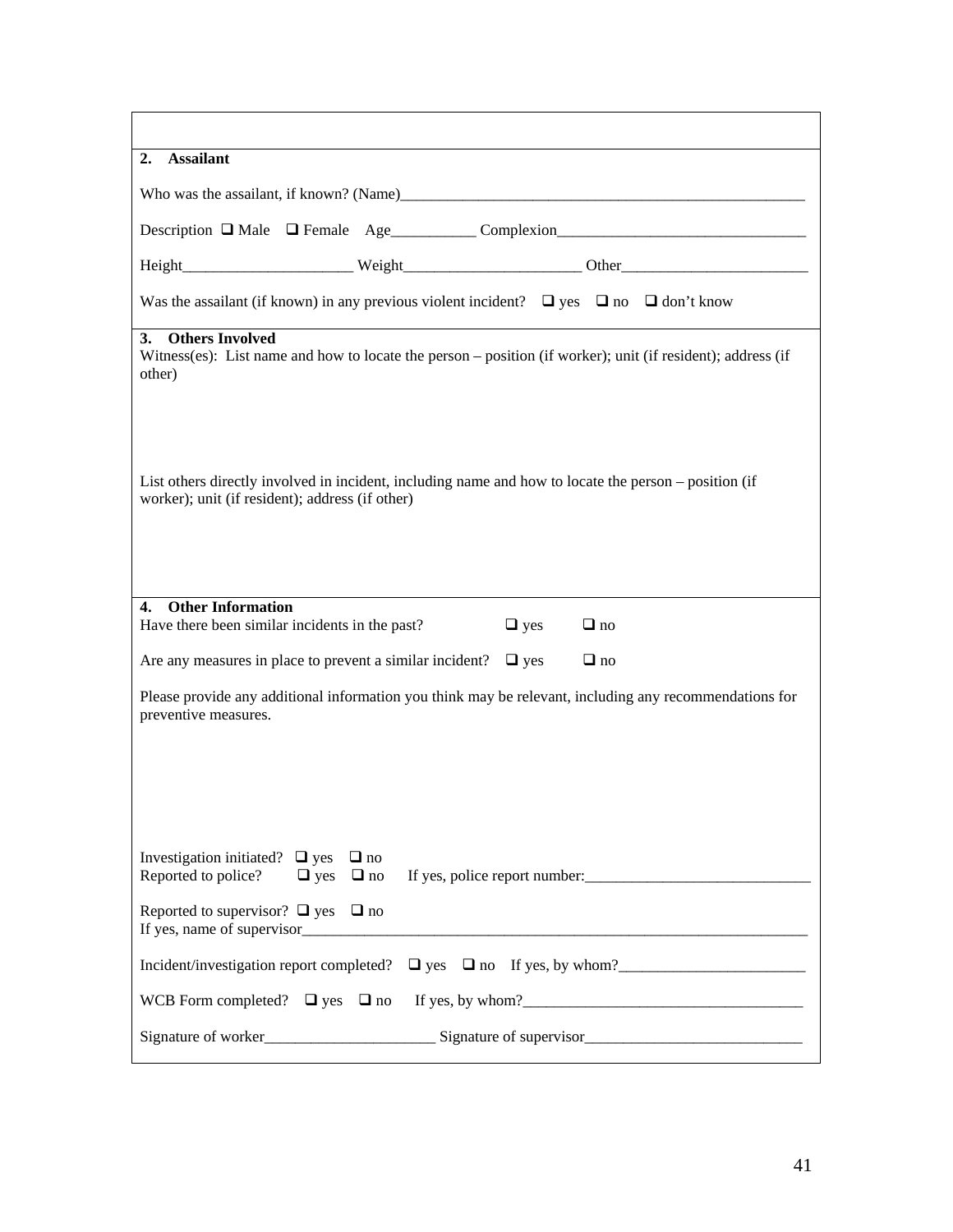**2. Assailant**

Who was the assailant, if known? (Name)_____________________________________________________

Description ❑ Male ❑ Female Age__________ Complexion_______________________________

Height_____________________ Weight______________________ Other_______________________

Was the assailant (if known) in any previous violent incident? ❑ yes ❑ no ❑ don't know

**3. Others Involved**

Witness(es): List name and how to locate the person – position (if worker); unit (if resident); address (if other)

List others directly involved in incident, including name and how to locate the person – position (if worker); unit (if resident); address (if other)

**4. Other Information**

Have there been similar incidents in the past? ❑ yes ❑ no

Are any measures in place to prevent a similar incident? ❑ yes ❑ no

Please provide any additional information you think may be relevant, including any recommendations for preventive measures.

Investigation initiated? ❑ yes ❑ no
Reported to police? ❑ yes ❑ no If yes, police report number:_____________________________

Reported to supervisor? ❑ yes ❑ no
If yes, name of supervisor__________________________________________________________________

Incident/investigation report completed? ❑ yes ❑ no If yes, by whom?________________________

WCB Form completed? ❑ yes ❑ no If yes, by whom?___________________________________

Signature of worker_____________________ Signature of supervisor___________________________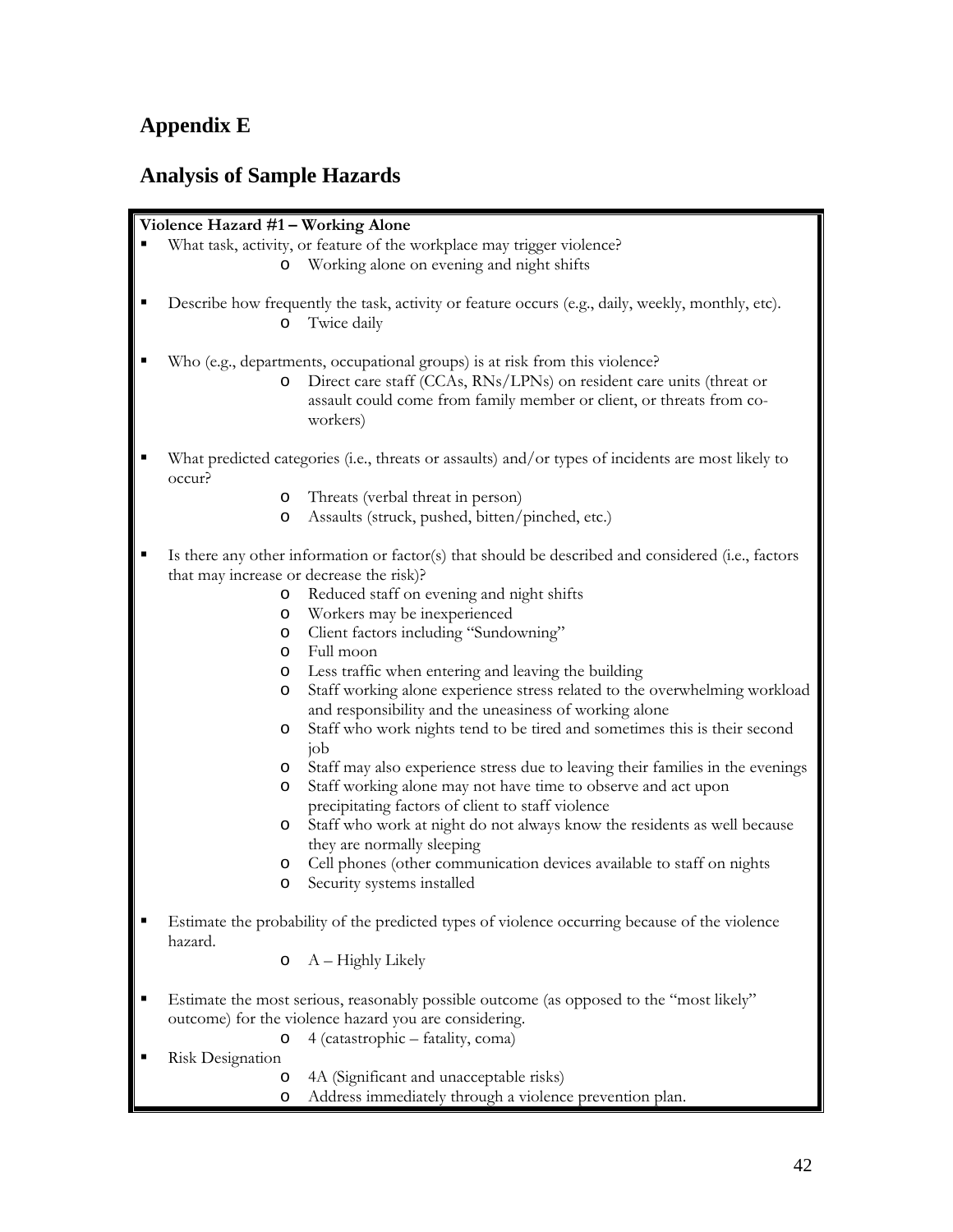# Appendix E

## Analysis of Sample Hazards

**Violence Hazard #1 – Working Alone**

- What task, activity, or feature of the workplace may trigger violence?
  - Working alone on evening and night shifts
- Describe how frequently the task, activity or feature occurs (e.g., daily, weekly, monthly, etc).
  - Twice daily
- Who (e.g., departments, occupational groups) is at risk from this violence?
  - Direct care staff (CCAs, RNs/LPNs) on resident care units (threat or assault could come from family member or client, or threats from co-workers)
- What predicted categories (i.e., threats or assaults) and/or types of incidents are most likely to occur?
  - Threats (verbal threat in person)
  - Assaults (struck, pushed, bitten/pinched, etc.)
- Is there any other information or factor(s) that should be described and considered (i.e., factors that may increase or decrease the risk)?
  - Reduced staff on evening and night shifts
  - Workers may be inexperienced
  - Client factors including "Sundowning"
  - Full moon
  - Less traffic when entering and leaving the building
  - Staff working alone experience stress related to the overwhelming workload and responsibility and the uneasiness of working alone
  - Staff who work nights tend to be tired and sometimes this is their second job
  - Staff may also experience stress due to leaving their families in the evenings
  - Staff working alone may not have time to observe and act upon precipitating factors of client to staff violence
  - Staff who work at night do not always know the residents as well because they are normally sleeping
  - Cell phones (other communication devices available to staff on nights
  - Security systems installed
- Estimate the probability of the predicted types of violence occurring because of the violence hazard.
  - A – Highly Likely
- Estimate the most serious, reasonably possible outcome (as opposed to the "most likely" outcome) for the violence hazard you are considering.
  - 4 (catastrophic – fatality, coma)
- Risk Designation
  - 4A (Significant and unacceptable risks)
  - Address immediately through a violence prevention plan.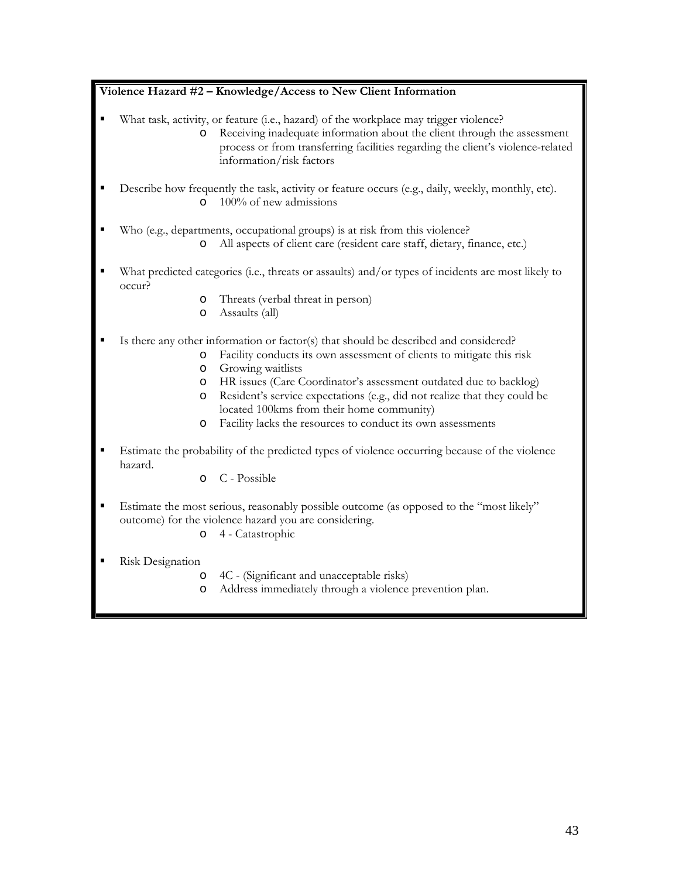**Violence Hazard #2 – Knowledge/Access to New Client Information**

- What task, activity, or feature (i.e., hazard) of the workplace may trigger violence?
  - Receiving inadequate information about the client through the assessment process or from transferring facilities regarding the client's violence-related information/risk factors

- Describe how frequently the task, activity or feature occurs (e.g., daily, weekly, monthly, etc).
  - 100% of new admissions

- Who (e.g., departments, occupational groups) is at risk from this violence?
  - All aspects of client care (resident care staff, dietary, finance, etc.)

- What predicted categories (i.e., threats or assaults) and/or types of incidents are most likely to occur?
  - Threats (verbal threat in person)
  - Assaults (all)

- Is there any other information or factor(s) that should be described and considered?
  - Facility conducts its own assessment of clients to mitigate this risk
  - Growing waitlists
  - HR issues (Care Coordinator's assessment outdated due to backlog)
  - Resident's service expectations (e.g., did not realize that they could be located 100kms from their home community)
  - Facility lacks the resources to conduct its own assessments

- Estimate the probability of the predicted types of violence occurring because of the violence hazard.
  - C - Possible

- Estimate the most serious, reasonably possible outcome (as opposed to the "most likely" outcome) for the violence hazard you are considering.
  - 4 - Catastrophic

- Risk Designation
  - 4C - (Significant and unacceptable risks)
  - Address immediately through a violence prevention plan.